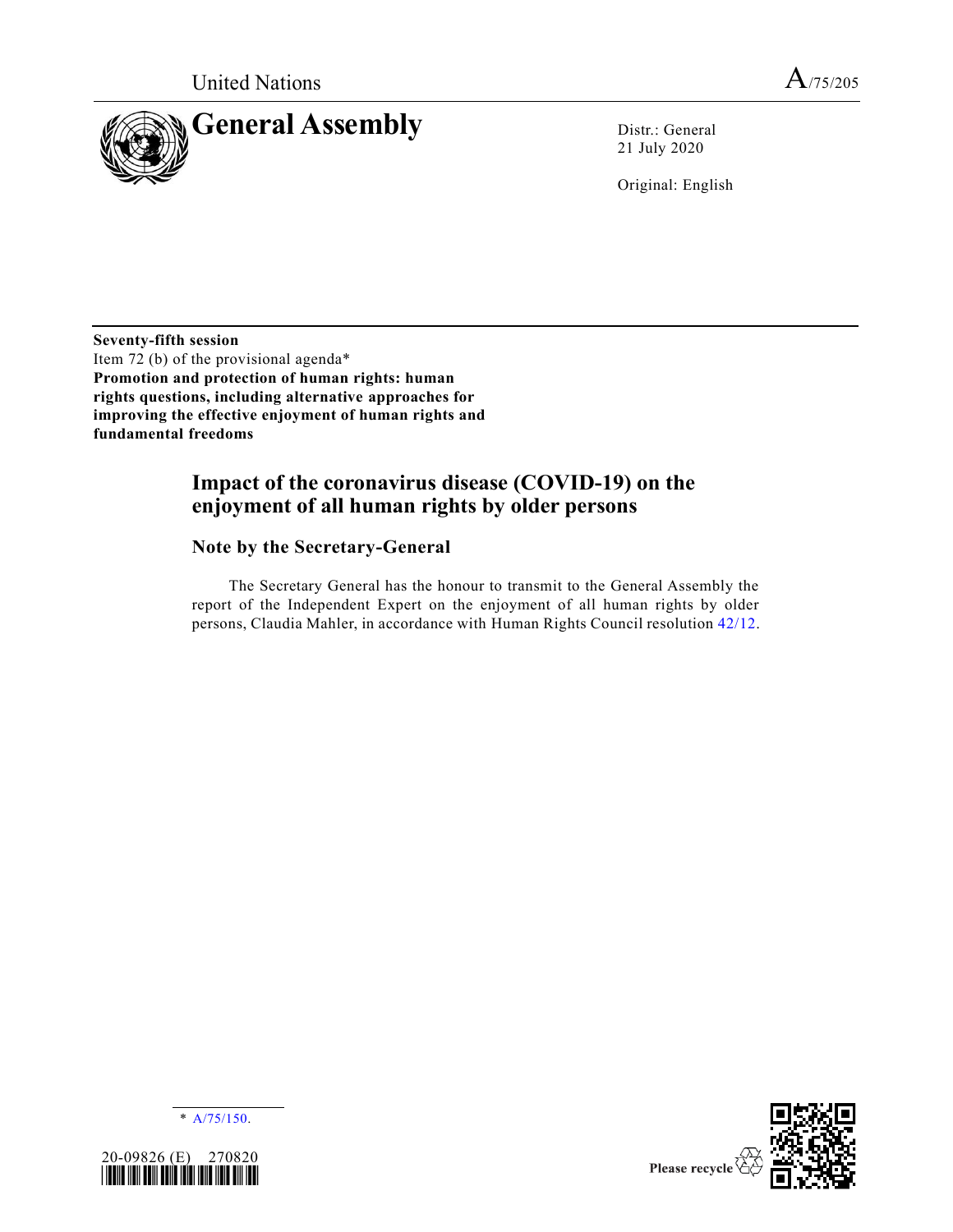United Nations

A/75/205

# General Assembly

Distr.: General
21 July 2020

Original: English

**Seventy-fifth session**
Item 72 (b) of the provisional agenda*
**Promotion and protection of human rights: human rights questions, including alternative approaches for improving the effective enjoyment of human rights and fundamental freedoms**

## Impact of the coronavirus disease (COVID-19) on the enjoyment of all human rights by older persons

### Note by the Secretary-General

The Secretary General has the honour to transmit to the General Assembly the report of the Independent Expert on the enjoyment of all human rights by older persons, Claudia Mahler, in accordance with Human Rights Council resolution 42/12.

\* A/75/150.

20-09826 (E) 270820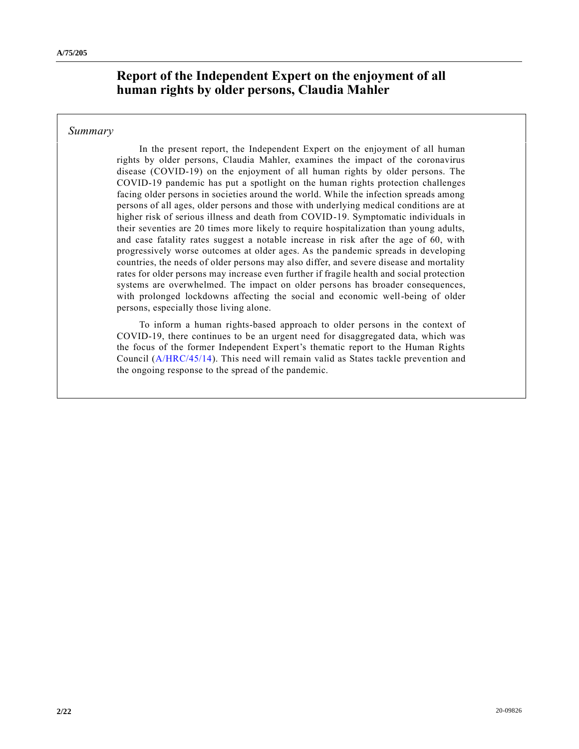# Report of the Independent Expert on the enjoyment of all human rights by older persons, Claudia Mahler

*Summary*

In the present report, the Independent Expert on the enjoyment of all human rights by older persons, Claudia Mahler, examines the impact of the coronavirus disease (COVID-19) on the enjoyment of all human rights by older persons. The COVID-19 pandemic has put a spotlight on the human rights protection challenges facing older persons in societies around the world. While the infection spreads among persons of all ages, older persons and those with underlying medical conditions are at higher risk of serious illness and death from COVID-19. Symptomatic individuals in their seventies are 20 times more likely to require hospitalization than young adults, and case fatality rates suggest a notable increase in risk after the age of 60, with progressively worse outcomes at older ages. As the pandemic spreads in developing countries, the needs of older persons may also differ, and severe disease and mortality rates for older persons may increase even further if fragile health and social protection systems are overwhelmed. The impact on older persons has broader consequences, with prolonged lockdowns affecting the social and economic well-being of older persons, especially those living alone.

To inform a human rights-based approach to older persons in the context of COVID-19, there continues to be an urgent need for disaggregated data, which was the focus of the former Independent Expert's thematic report to the Human Rights Council (A/HRC/45/14). This need will remain valid as States tackle prevention and the ongoing response to the spread of the pandemic.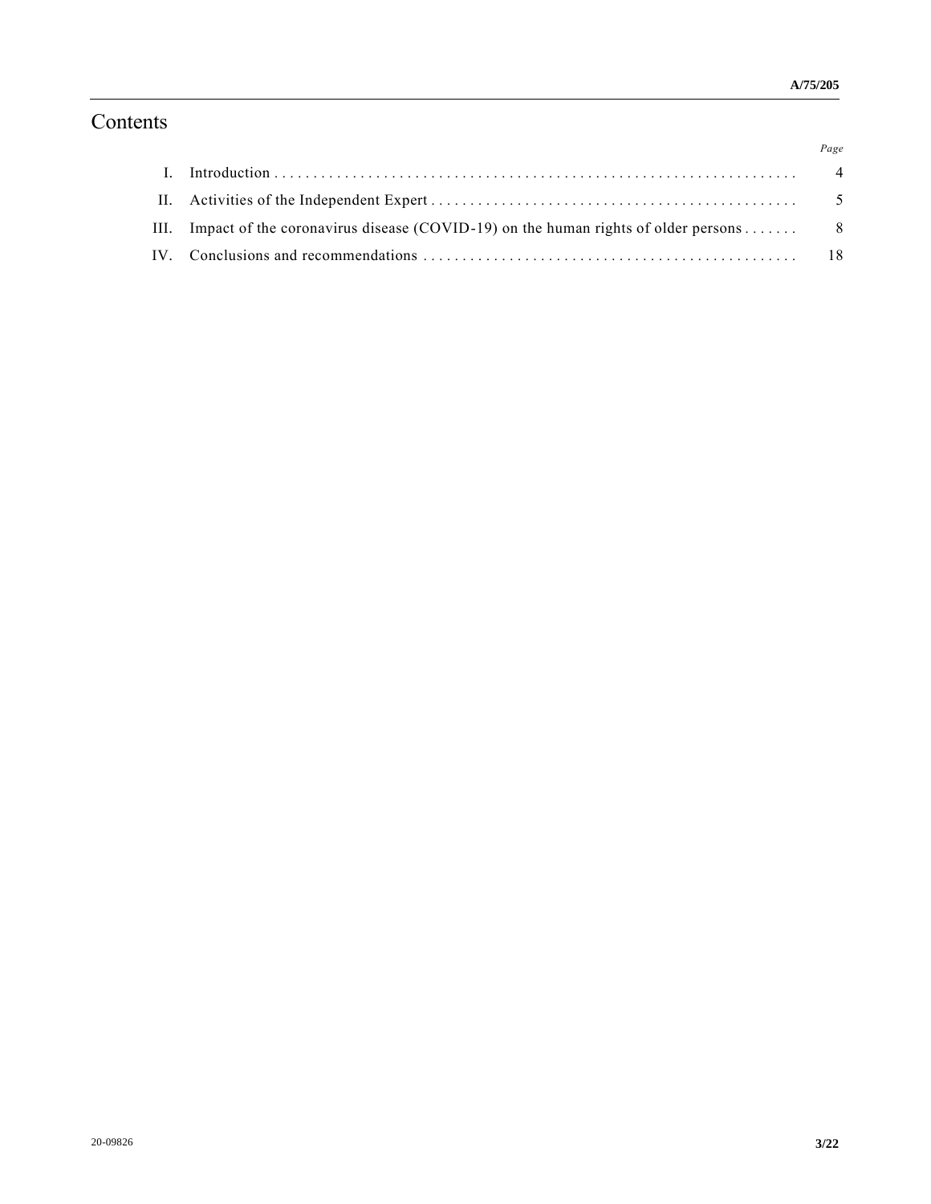# Contents

| | | *Page* |
|---|---|---|
| I. | Introduction | 4 |
| II. | Activities of the Independent Expert | 5 |
| III. | Impact of the coronavirus disease (COVID-19) on the human rights of older persons | 8 |
| IV. | Conclusions and recommendations | 18 |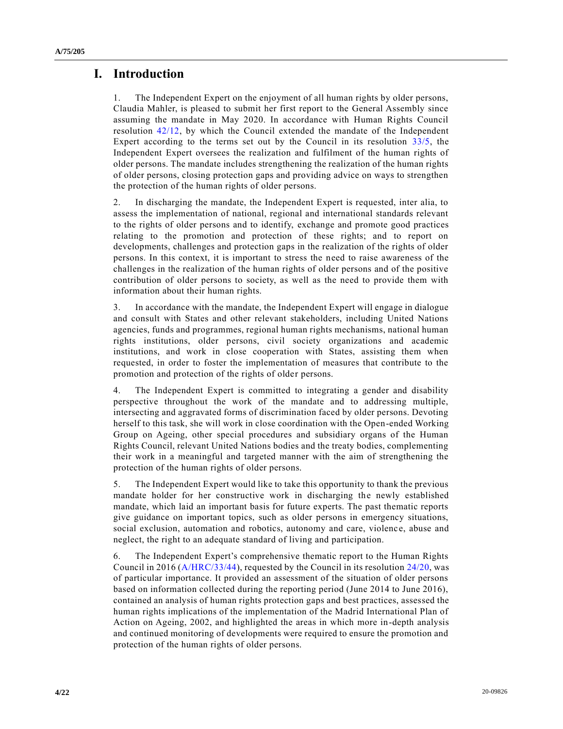# I. Introduction

1. The Independent Expert on the enjoyment of all human rights by older persons, Claudia Mahler, is pleased to submit her first report to the General Assembly since assuming the mandate in May 2020. In accordance with Human Rights Council resolution 42/12, by which the Council extended the mandate of the Independent Expert according to the terms set out by the Council in its resolution 33/5, the Independent Expert oversees the realization and fulfilment of the human rights of older persons. The mandate includes strengthening the realization of the human rights of older persons, closing protection gaps and providing advice on ways to strengthen the protection of the human rights of older persons.

2. In discharging the mandate, the Independent Expert is requested, inter alia, to assess the implementation of national, regional and international standards relevant to the rights of older persons and to identify, exchange and promote good practices relating to the promotion and protection of these rights; and to report on developments, challenges and protection gaps in the realization of the rights of older persons. In this context, it is important to stress the need to raise awareness of the challenges in the realization of the human rights of older persons and of the positive contribution of older persons to society, as well as the need to provide them with information about their human rights.

3. In accordance with the mandate, the Independent Expert will engage in dialogue and consult with States and other relevant stakeholders, including United Nations agencies, funds and programmes, regional human rights mechanisms, national human rights institutions, older persons, civil society organizations and academic institutions, and work in close cooperation with States, assisting them when requested, in order to foster the implementation of measures that contribute to the promotion and protection of the rights of older persons.

4. The Independent Expert is committed to integrating a gender and disability perspective throughout the work of the mandate and to addressing multiple, intersecting and aggravated forms of discrimination faced by older persons. Devoting herself to this task, she will work in close coordination with the Open-ended Working Group on Ageing, other special procedures and subsidiary organs of the Human Rights Council, relevant United Nations bodies and the treaty bodies, complementing their work in a meaningful and targeted manner with the aim of strengthening the protection of the human rights of older persons.

5. The Independent Expert would like to take this opportunity to thank the previous mandate holder for her constructive work in discharging the newly established mandate, which laid an important basis for future experts. The past thematic reports give guidance on important topics, such as older persons in emergency situations, social exclusion, automation and robotics, autonomy and care, violence, abuse and neglect, the right to an adequate standard of living and participation.

6. The Independent Expert's comprehensive thematic report to the Human Rights Council in 2016 (A/HRC/33/44), requested by the Council in its resolution 24/20, was of particular importance. It provided an assessment of the situation of older persons based on information collected during the reporting period (June 2014 to June 2016), contained an analysis of human rights protection gaps and best practices, assessed the human rights implications of the implementation of the Madrid International Plan of Action on Ageing, 2002, and highlighted the areas in which more in-depth analysis and continued monitoring of developments were required to ensure the promotion and protection of the human rights of older persons.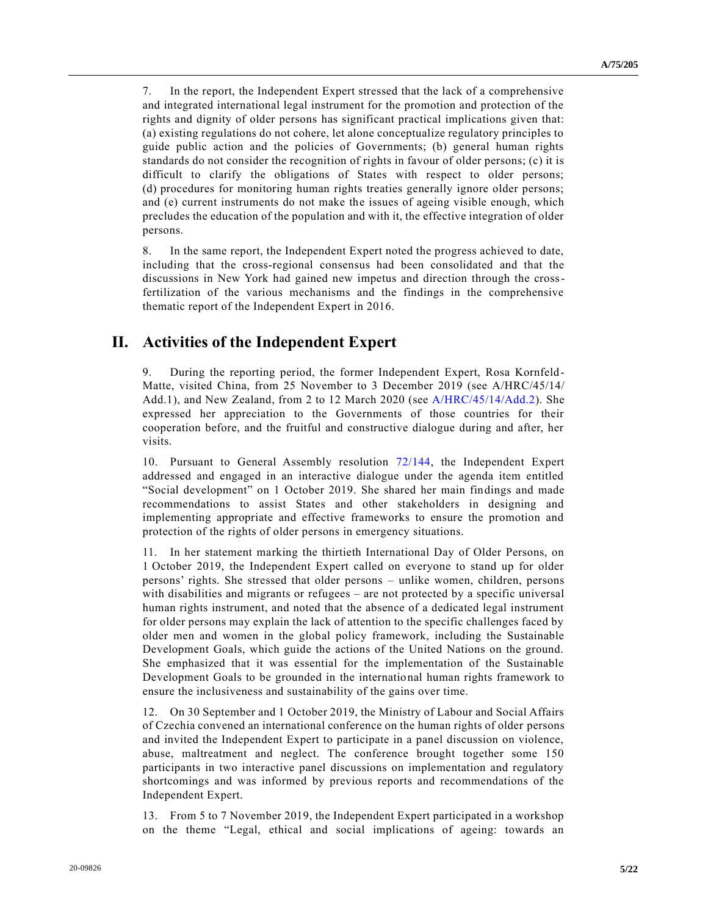7. In the report, the Independent Expert stressed that the lack of a comprehensive and integrated international legal instrument for the promotion and protection of the rights and dignity of older persons has significant practical implications given that: (a) existing regulations do not cohere, let alone conceptualize regulatory principles to guide public action and the policies of Governments; (b) general human rights standards do not consider the recognition of rights in favour of older persons; (c) it is difficult to clarify the obligations of States with respect to older persons; (d) procedures for monitoring human rights treaties generally ignore older persons; and (e) current instruments do not make the issues of ageing visible enough, which precludes the education of the population and with it, the effective integration of older persons.

8. In the same report, the Independent Expert noted the progress achieved to date, including that the cross-regional consensus had been consolidated and that the discussions in New York had gained new impetus and direction through the cross-fertilization of the various mechanisms and the findings in the comprehensive thematic report of the Independent Expert in 2016.

# II. Activities of the Independent Expert

9. During the reporting period, the former Independent Expert, Rosa Kornfeld-Matte, visited China, from 25 November to 3 December 2019 (see A/HRC/45/14/Add.1), and New Zealand, from 2 to 12 March 2020 (see A/HRC/45/14/Add.2). She expressed her appreciation to the Governments of those countries for their cooperation before, and the fruitful and constructive dialogue during and after, her visits.

10. Pursuant to General Assembly resolution 72/144, the Independent Expert addressed and engaged in an interactive dialogue under the agenda item entitled "Social development" on 1 October 2019. She shared her main findings and made recommendations to assist States and other stakeholders in designing and implementing appropriate and effective frameworks to ensure the promotion and protection of the rights of older persons in emergency situations.

11. In her statement marking the thirtieth International Day of Older Persons, on 1 October 2019, the Independent Expert called on everyone to stand up for older persons' rights. She stressed that older persons – unlike women, children, persons with disabilities and migrants or refugees – are not protected by a specific universal human rights instrument, and noted that the absence of a dedicated legal instrument for older persons may explain the lack of attention to the specific challenges faced by older men and women in the global policy framework, including the Sustainable Development Goals, which guide the actions of the United Nations on the ground. She emphasized that it was essential for the implementation of the Sustainable Development Goals to be grounded in the international human rights framework to ensure the inclusiveness and sustainability of the gains over time.

12. On 30 September and 1 October 2019, the Ministry of Labour and Social Affairs of Czechia convened an international conference on the human rights of older persons and invited the Independent Expert to participate in a panel discussion on violence, abuse, maltreatment and neglect. The conference brought together some 150 participants in two interactive panel discussions on implementation and regulatory shortcomings and was informed by previous reports and recommendations of the Independent Expert.

13. From 5 to 7 November 2019, the Independent Expert participated in a workshop on the theme "Legal, ethical and social implications of ageing: towards an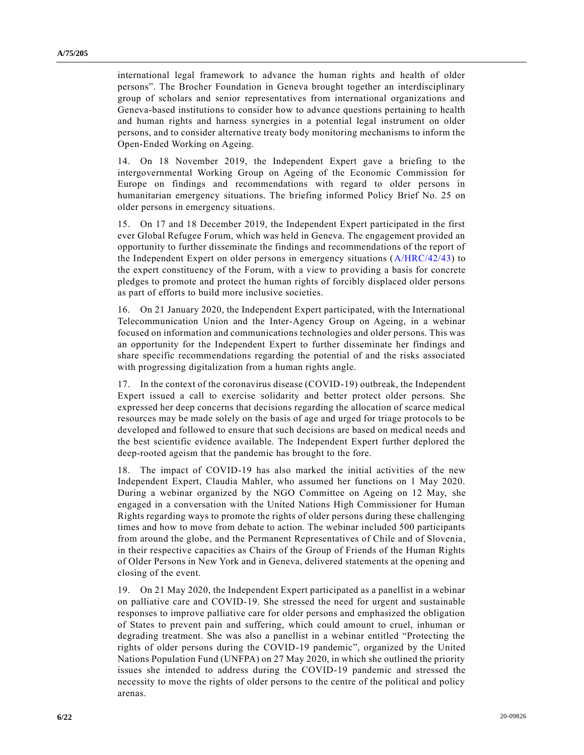international legal framework to advance the human rights and health of older persons". The Brocher Foundation in Geneva brought together an interdisciplinary group of scholars and senior representatives from international organizations and Geneva-based institutions to consider how to advance questions pertaining to health and human rights and harness synergies in a potential legal instrument on older persons, and to consider alternative treaty body monitoring mechanisms to inform the Open-Ended Working on Ageing.

14. On 18 November 2019, the Independent Expert gave a briefing to the intergovernmental Working Group on Ageing of the Economic Commission for Europe on findings and recommendations with regard to older persons in humanitarian emergency situations. The briefing informed Policy Brief No. 25 on older persons in emergency situations.

15. On 17 and 18 December 2019, the Independent Expert participated in the first ever Global Refugee Forum, which was held in Geneva. The engagement provided an opportunity to further disseminate the findings and recommendations of the report of the Independent Expert on older persons in emergency situations (A/HRC/42/43) to the expert constituency of the Forum, with a view to providing a basis for concrete pledges to promote and protect the human rights of forcibly displaced older persons as part of efforts to build more inclusive societies.

16. On 21 January 2020, the Independent Expert participated, with the International Telecommunication Union and the Inter-Agency Group on Ageing, in a webinar focused on information and communications technologies and older persons. This was an opportunity for the Independent Expert to further disseminate her findings and share specific recommendations regarding the potential of and the risks associated with progressing digitalization from a human rights angle.

17. In the context of the coronavirus disease (COVID-19) outbreak, the Independent Expert issued a call to exercise solidarity and better protect older persons. She expressed her deep concerns that decisions regarding the allocation of scarce medical resources may be made solely on the basis of age and urged for triage protocols to be developed and followed to ensure that such decisions are based on medical needs and the best scientific evidence available. The Independent Expert further deplored the deep-rooted ageism that the pandemic has brought to the fore.

18. The impact of COVID-19 has also marked the initial activities of the new Independent Expert, Claudia Mahler, who assumed her functions on 1 May 2020. During a webinar organized by the NGO Committee on Ageing on 12 May, she engaged in a conversation with the United Nations High Commissioner for Human Rights regarding ways to promote the rights of older persons during these challenging times and how to move from debate to action. The webinar included 500 participants from around the globe, and the Permanent Representatives of Chile and of Slovenia, in their respective capacities as Chairs of the Group of Friends of the Human Rights of Older Persons in New York and in Geneva, delivered statements at the opening and closing of the event.

19. On 21 May 2020, the Independent Expert participated as a panellist in a webinar on palliative care and COVID-19. She stressed the need for urgent and sustainable responses to improve palliative care for older persons and emphasized the obligation of States to prevent pain and suffering, which could amount to cruel, inhuman or degrading treatment. She was also a panellist in a webinar entitled "Protecting the rights of older persons during the COVID-19 pandemic", organized by the United Nations Population Fund (UNFPA) on 27 May 2020, in which she outlined the priority issues she intended to address during the COVID-19 pandemic and stressed the necessity to move the rights of older persons to the centre of the political and policy arenas.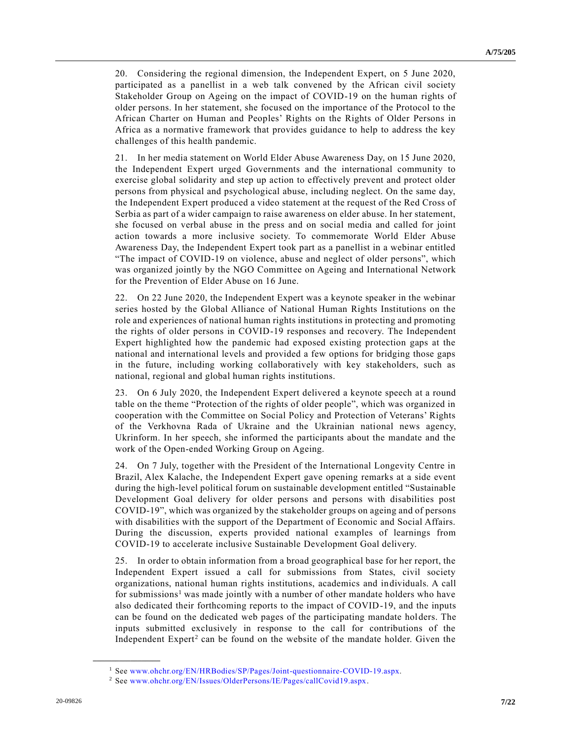20. Considering the regional dimension, the Independent Expert, on 5 June 2020, participated as a panellist in a web talk convened by the African civil society Stakeholder Group on Ageing on the impact of COVID-19 on the human rights of older persons. In her statement, she focused on the importance of the Protocol to the African Charter on Human and Peoples' Rights on the Rights of Older Persons in Africa as a normative framework that provides guidance to help to address the key challenges of this health pandemic.

21. In her media statement on World Elder Abuse Awareness Day, on 15 June 2020, the Independent Expert urged Governments and the international community to exercise global solidarity and step up action to effectively prevent and protect older persons from physical and psychological abuse, including neglect. On the same day, the Independent Expert produced a video statement at the request of the Red Cross of Serbia as part of a wider campaign to raise awareness on elder abuse. In her statement, she focused on verbal abuse in the press and on social media and called for joint action towards a more inclusive society. To commemorate World Elder Abuse Awareness Day, the Independent Expert took part as a panellist in a webinar entitled "The impact of COVID-19 on violence, abuse and neglect of older persons", which was organized jointly by the NGO Committee on Ageing and International Network for the Prevention of Elder Abuse on 16 June.

22. On 22 June 2020, the Independent Expert was a keynote speaker in the webinar series hosted by the Global Alliance of National Human Rights Institutions on the role and experiences of national human rights institutions in protecting and promoting the rights of older persons in COVID-19 responses and recovery. The Independent Expert highlighted how the pandemic had exposed existing protection gaps at the national and international levels and provided a few options for bridging those gaps in the future, including working collaboratively with key stakeholders, such as national, regional and global human rights institutions.

23. On 6 July 2020, the Independent Expert delivered a keynote speech at a round table on the theme "Protection of the rights of older people", which was organized in cooperation with the Committee on Social Policy and Protection of Veterans' Rights of the Verkhovna Rada of Ukraine and the Ukrainian national news agency, Ukrinform. In her speech, she informed the participants about the mandate and the work of the Open-ended Working Group on Ageing.

24. On 7 July, together with the President of the International Longevity Centre in Brazil, Alex Kalache, the Independent Expert gave opening remarks at a side event during the high-level political forum on sustainable development entitled "Sustainable Development Goal delivery for older persons and persons with disabilities post COVID-19", which was organized by the stakeholder groups on ageing and of persons with disabilities with the support of the Department of Economic and Social Affairs. During the discussion, experts provided national examples of learnings from COVID-19 to accelerate inclusive Sustainable Development Goal delivery.

25. In order to obtain information from a broad geographical base for her report, the Independent Expert issued a call for submissions from States, civil society organizations, national human rights institutions, academics and individuals. A call for submissions[1] was made jointly with a number of other mandate holders who have also dedicated their forthcoming reports to the impact of COVID-19, and the inputs can be found on the dedicated web pages of the participating mandate holders. The inputs submitted exclusively in response to the call for contributions of the Independent Expert[2] can be found on the website of the mandate holder. Given the

[1] See www.ohchr.org/EN/HRBodies/SP/Pages/Joint-questionnaire-COVID-19.aspx.

[2] See www.ohchr.org/EN/Issues/OlderPersons/IE/Pages/callCovid19.aspx.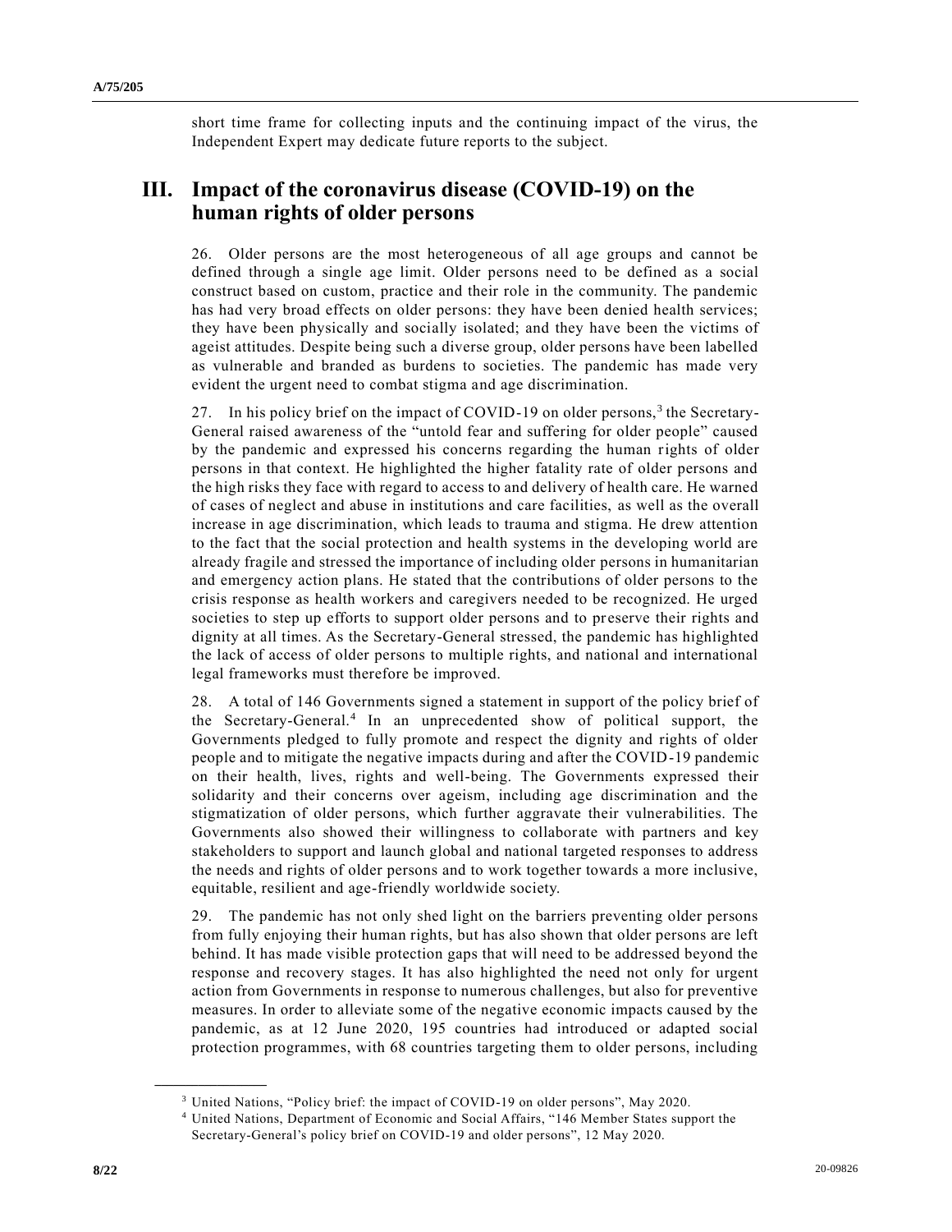short time frame for collecting inputs and the continuing impact of the virus, the Independent Expert may dedicate future reports to the subject.

## III. Impact of the coronavirus disease (COVID-19) on the human rights of older persons

26. Older persons are the most heterogeneous of all age groups and cannot be defined through a single age limit. Older persons need to be defined as a social construct based on custom, practice and their role in the community. The pandemic has had very broad effects on older persons: they have been denied health services; they have been physically and socially isolated; and they have been the victims of ageist attitudes. Despite being such a diverse group, older persons have been labelled as vulnerable and branded as burdens to societies. The pandemic has made very evident the urgent need to combat stigma and age discrimination.

27. In his policy brief on the impact of COVID-19 on older persons,[3] the Secretary-General raised awareness of the "untold fear and suffering for older people" caused by the pandemic and expressed his concerns regarding the human rights of older persons in that context. He highlighted the higher fatality rate of older persons and the high risks they face with regard to access to and delivery of health care. He warned of cases of neglect and abuse in institutions and care facilities, as well as the overall increase in age discrimination, which leads to trauma and stigma. He drew attention to the fact that the social protection and health systems in the developing world are already fragile and stressed the importance of including older persons in humanitarian and emergency action plans. He stated that the contributions of older persons to the crisis response as health workers and caregivers needed to be recognized. He urged societies to step up efforts to support older persons and to preserve their rights and dignity at all times. As the Secretary-General stressed, the pandemic has highlighted the lack of access of older persons to multiple rights, and national and international legal frameworks must therefore be improved.

28. A total of 146 Governments signed a statement in support of the policy brief of the Secretary-General.[4] In an unprecedented show of political support, the Governments pledged to fully promote and respect the dignity and rights of older people and to mitigate the negative impacts during and after the COVID-19 pandemic on their health, lives, rights and well-being. The Governments expressed their solidarity and their concerns over ageism, including age discrimination and the stigmatization of older persons, which further aggravate their vulnerabilities. The Governments also showed their willingness to collaborate with partners and key stakeholders to support and launch global and national targeted responses to address the needs and rights of older persons and to work together towards a more inclusive, equitable, resilient and age-friendly worldwide society.

29. The pandemic has not only shed light on the barriers preventing older persons from fully enjoying their human rights, but has also shown that older persons are left behind. It has made visible protection gaps that will need to be addressed beyond the response and recovery stages. It has also highlighted the need not only for urgent action from Governments in response to numerous challenges, but also for preventive measures. In order to alleviate some of the negative economic impacts caused by the pandemic, as at 12 June 2020, 195 countries had introduced or adapted social protection programmes, with 68 countries targeting them to older persons, including

---

[3] United Nations, "Policy brief: the impact of COVID-19 on older persons", May 2020.

[4] United Nations, Department of Economic and Social Affairs, "146 Member States support the Secretary-General's policy brief on COVID-19 and older persons", 12 May 2020.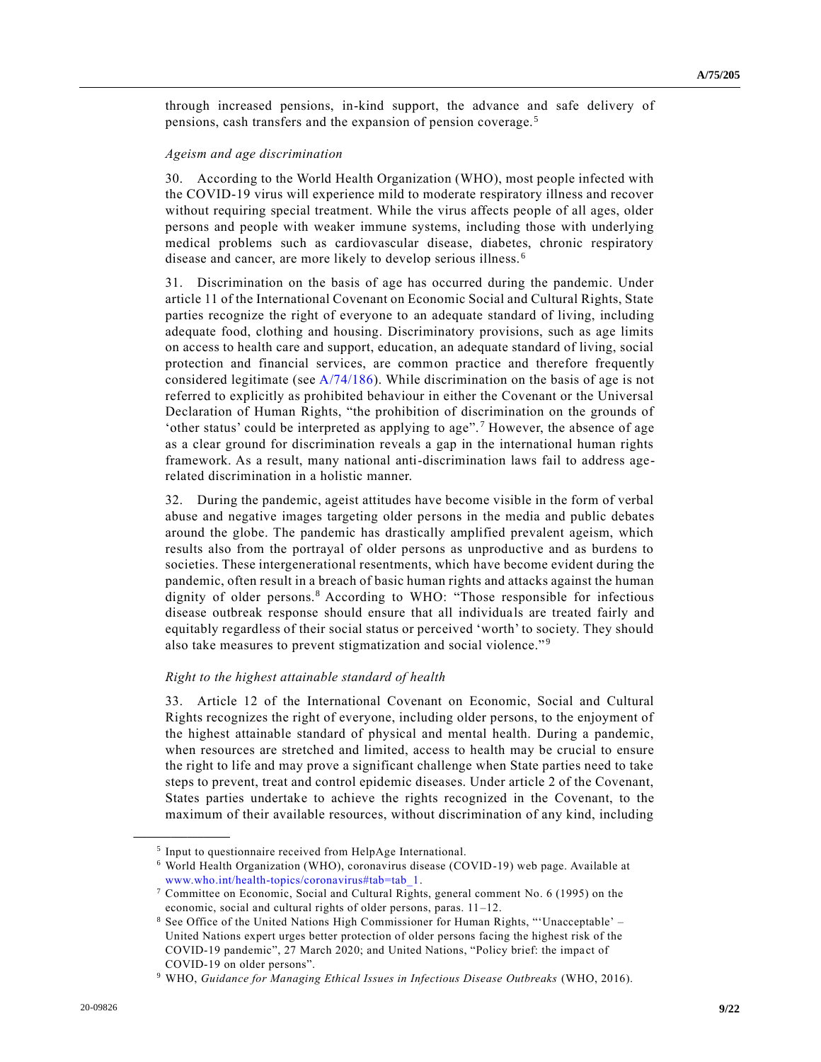through increased pensions, in-kind support, the advance and safe delivery of pensions, cash transfers and the expansion of pension coverage.[5]

*Ageism and age discrimination*

30. According to the World Health Organization (WHO), most people infected with the COVID-19 virus will experience mild to moderate respiratory illness and recover without requiring special treatment. While the virus affects people of all ages, older persons and people with weaker immune systems, including those with underlying medical problems such as cardiovascular disease, diabetes, chronic respiratory disease and cancer, are more likely to develop serious illness.[6]

31. Discrimination on the basis of age has occurred during the pandemic. Under article 11 of the International Covenant on Economic Social and Cultural Rights, State parties recognize the right of everyone to an adequate standard of living, including adequate food, clothing and housing. Discriminatory provisions, such as age limits on access to health care and support, education, an adequate standard of living, social protection and financial services, are common practice and therefore frequently considered legitimate (see A/74/186). While discrimination on the basis of age is not referred to explicitly as prohibited behaviour in either the Covenant or the Universal Declaration of Human Rights, "the prohibition of discrimination on the grounds of 'other status' could be interpreted as applying to age".[7] However, the absence of age as a clear ground for discrimination reveals a gap in the international human rights framework. As a result, many national anti-discrimination laws fail to address age-related discrimination in a holistic manner.

32. During the pandemic, ageist attitudes have become visible in the form of verbal abuse and negative images targeting older persons in the media and public debates around the globe. The pandemic has drastically amplified prevalent ageism, which results also from the portrayal of older persons as unproductive and as burdens to societies. These intergenerational resentments, which have become evident during the pandemic, often result in a breach of basic human rights and attacks against the human dignity of older persons.[8] According to WHO: "Those responsible for infectious disease outbreak response should ensure that all individuals are treated fairly and equitably regardless of their social status or perceived 'worth' to society. They should also take measures to prevent stigmatization and social violence."[9]

*Right to the highest attainable standard of health*

33. Article 12 of the International Covenant on Economic, Social and Cultural Rights recognizes the right of everyone, including older persons, to the enjoyment of the highest attainable standard of physical and mental health. During a pandemic, when resources are stretched and limited, access to health may be crucial to ensure the right to life and may prove a significant challenge when State parties need to take steps to prevent, treat and control epidemic diseases. Under article 2 of the Covenant, States parties undertake to achieve the rights recognized in the Covenant, to the maximum of their available resources, without discrimination of any kind, including

---

[5] Input to questionnaire received from HelpAge International.

[6] World Health Organization (WHO), coronavirus disease (COVID-19) web page. Available at www.who.int/health-topics/coronavirus#tab=tab_1.

[7] Committee on Economic, Social and Cultural Rights, general comment No. 6 (1995) on the economic, social and cultural rights of older persons, paras. 11–12.

[8] See Office of the United Nations High Commissioner for Human Rights, "'Unacceptable' – United Nations expert urges better protection of older persons facing the highest risk of the COVID-19 pandemic", 27 March 2020; and United Nations, "Policy brief: the impact of COVID-19 on older persons".

[9] WHO, *Guidance for Managing Ethical Issues in Infectious Disease Outbreaks* (WHO, 2016).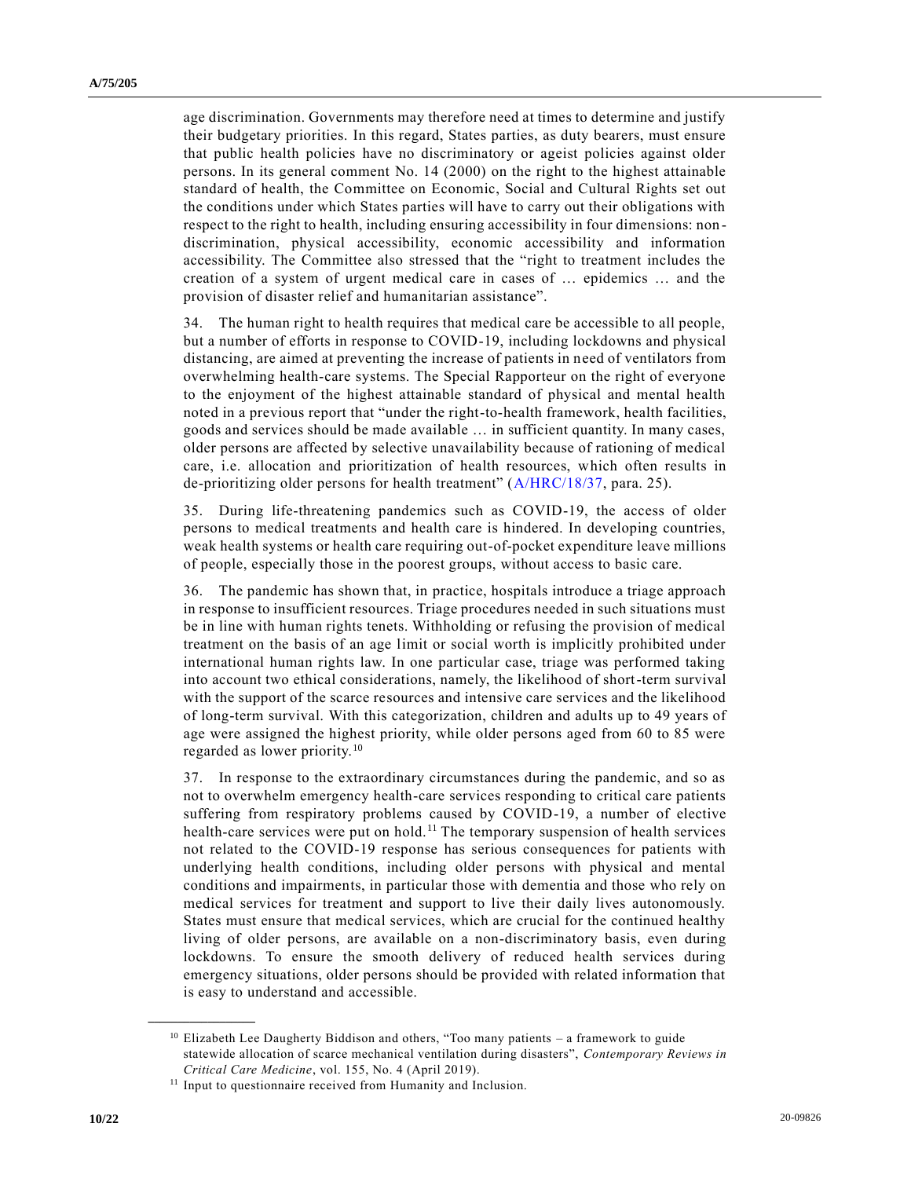age discrimination. Governments may therefore need at times to determine and justify their budgetary priorities. In this regard, States parties, as duty bearers, must ensure that public health policies have no discriminatory or ageist policies against older persons. In its general comment No. 14 (2000) on the right to the highest attainable standard of health, the Committee on Economic, Social and Cultural Rights set out the conditions under which States parties will have to carry out their obligations with respect to the right to health, including ensuring accessibility in four dimensions: non-discrimination, physical accessibility, economic accessibility and information accessibility. The Committee also stressed that the "right to treatment includes the creation of a system of urgent medical care in cases of … epidemics … and the provision of disaster relief and humanitarian assistance".

34. The human right to health requires that medical care be accessible to all people, but a number of efforts in response to COVID-19, including lockdowns and physical distancing, are aimed at preventing the increase of patients in need of ventilators from overwhelming health-care systems. The Special Rapporteur on the right of everyone to the enjoyment of the highest attainable standard of physical and mental health noted in a previous report that "under the right-to-health framework, health facilities, goods and services should be made available … in sufficient quantity. In many cases, older persons are affected by selective unavailability because of rationing of medical care, i.e. allocation and prioritization of health resources, which often results in de-prioritizing older persons for health treatment" (A/HRC/18/37, para. 25).

35. During life-threatening pandemics such as COVID-19, the access of older persons to medical treatments and health care is hindered. In developing countries, weak health systems or health care requiring out-of-pocket expenditure leave millions of people, especially those in the poorest groups, without access to basic care.

36. The pandemic has shown that, in practice, hospitals introduce a triage approach in response to insufficient resources. Triage procedures needed in such situations must be in line with human rights tenets. Withholding or refusing the provision of medical treatment on the basis of an age limit or social worth is implicitly prohibited under international human rights law. In one particular case, triage was performed taking into account two ethical considerations, namely, the likelihood of short-term survival with the support of the scarce resources and intensive care services and the likelihood of long-term survival. With this categorization, children and adults up to 49 years of age were assigned the highest priority, while older persons aged from 60 to 85 were regarded as lower priority.[10]

37. In response to the extraordinary circumstances during the pandemic, and so as not to overwhelm emergency health-care services responding to critical care patients suffering from respiratory problems caused by COVID-19, a number of elective health-care services were put on hold.[11] The temporary suspension of health services not related to the COVID-19 response has serious consequences for patients with underlying health conditions, including older persons with physical and mental conditions and impairments, in particular those with dementia and those who rely on medical services for treatment and support to live their daily lives autonomously. States must ensure that medical services, which are crucial for the continued healthy living of older persons, are available on a non-discriminatory basis, even during lockdowns. To ensure the smooth delivery of reduced health services during emergency situations, older persons should be provided with related information that is easy to understand and accessible.

---

[10] Elizabeth Lee Daugherty Biddison and others, "Too many patients – a framework to guide statewide allocation of scarce mechanical ventilation during disasters", *Contemporary Reviews in Critical Care Medicine*, vol. 155, No. 4 (April 2019).

[11] Input to questionnaire received from Humanity and Inclusion.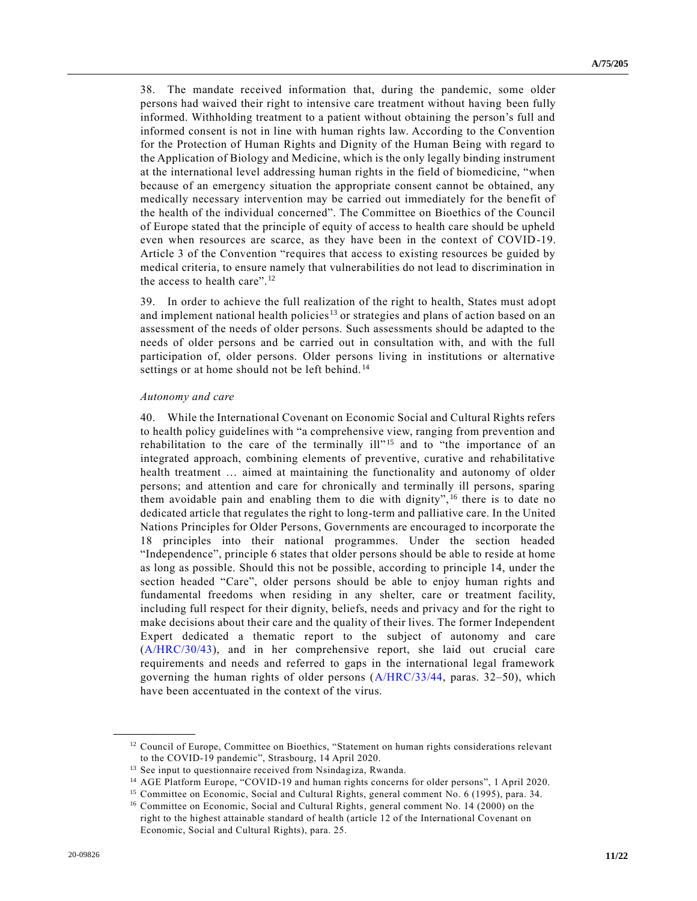38. The mandate received information that, during the pandemic, some older persons had waived their right to intensive care treatment without having been fully informed. Withholding treatment to a patient without obtaining the person's full and informed consent is not in line with human rights law. According to the Convention for the Protection of Human Rights and Dignity of the Human Being with regard to the Application of Biology and Medicine, which is the only legally binding instrument at the international level addressing human rights in the field of biomedicine, "when because of an emergency situation the appropriate consent cannot be obtained, any medically necessary intervention may be carried out immediately for the benefit of the health of the individual concerned". The Committee on Bioethics of the Council of Europe stated that the principle of equity of access to health care should be upheld even when resources are scarce, as they have been in the context of COVID-19. Article 3 of the Convention "requires that access to existing resources be guided by medical criteria, to ensure namely that vulnerabilities do not lead to discrimination in the access to health care".[12]

39. In order to achieve the full realization of the right to health, States must adopt and implement national health policies[13] or strategies and plans of action based on an assessment of the needs of older persons. Such assessments should be adapted to the needs of older persons and be carried out in consultation with, and with the full participation of, older persons. Older persons living in institutions or alternative settings or at home should not be left behind.[14]

*Autonomy and care*

40. While the International Covenant on Economic Social and Cultural Rights refers to health policy guidelines with "a comprehensive view, ranging from prevention and rehabilitation to the care of the terminally ill"[15] and to "the importance of an integrated approach, combining elements of preventive, curative and rehabilitative health treatment … aimed at maintaining the functionality and autonomy of older persons; and attention and care for chronically and terminally ill persons, sparing them avoidable pain and enabling them to die with dignity",[16] there is to date no dedicated article that regulates the right to long-term and palliative care. In the United Nations Principles for Older Persons, Governments are encouraged to incorporate the 18 principles into their national programmes. Under the section headed "Independence", principle 6 states that older persons should be able to reside at home as long as possible. Should this not be possible, according to principle 14, under the section headed "Care", older persons should be able to enjoy human rights and fundamental freedoms when residing in any shelter, care or treatment facility, including full respect for their dignity, beliefs, needs and privacy and for the right to make decisions about their care and the quality of their lives. The former Independent Expert dedicated a thematic report to the subject of autonomy and care (A/HRC/30/43), and in her comprehensive report, she laid out crucial care requirements and needs and referred to gaps in the international legal framework governing the human rights of older persons (A/HRC/33/44, paras. 32–50), which have been accentuated in the context of the virus.

---

[12] Council of Europe, Committee on Bioethics, "Statement on human rights considerations relevant to the COVID-19 pandemic", Strasbourg, 14 April 2020.

[13] See input to questionnaire received from Nsindagiza, Rwanda.

[14] AGE Platform Europe, "COVID-19 and human rights concerns for older persons", 1 April 2020.

[15] Committee on Economic, Social and Cultural Rights, general comment No. 6 (1995), para. 34.

[16] Committee on Economic, Social and Cultural Rights, general comment No. 14 (2000) on the right to the highest attainable standard of health (article 12 of the International Covenant on Economic, Social and Cultural Rights), para. 25.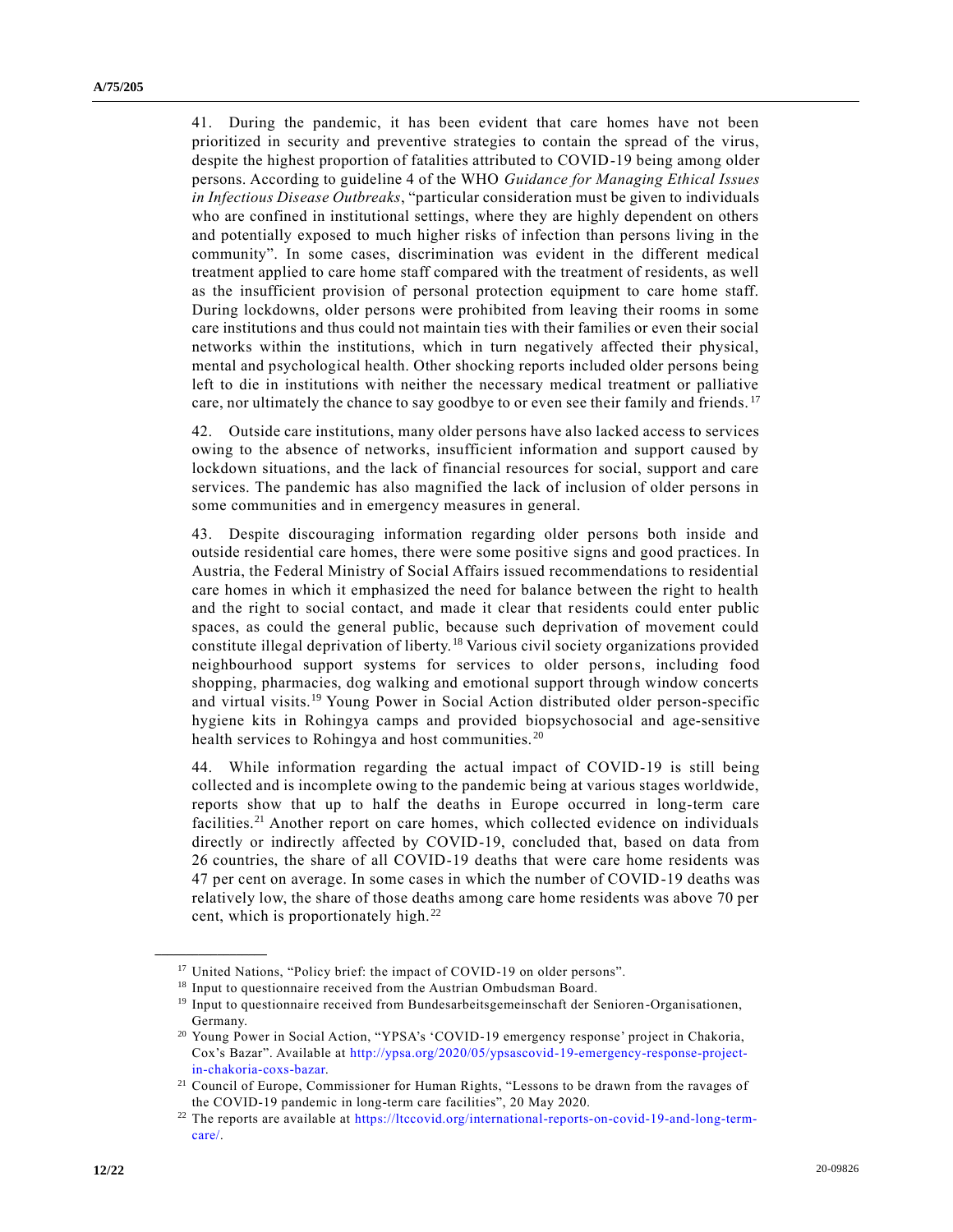41. During the pandemic, it has been evident that care homes have not been prioritized in security and preventive strategies to contain the spread of the virus, despite the highest proportion of fatalities attributed to COVID-19 being among older persons. According to guideline 4 of the WHO *Guidance for Managing Ethical Issues in Infectious Disease Outbreaks*, "particular consideration must be given to individuals who are confined in institutional settings, where they are highly dependent on others and potentially exposed to much higher risks of infection than persons living in the community". In some cases, discrimination was evident in the different medical treatment applied to care home staff compared with the treatment of residents, as well as the insufficient provision of personal protection equipment to care home staff. During lockdowns, older persons were prohibited from leaving their rooms in some care institutions and thus could not maintain ties with their families or even their social networks within the institutions, which in turn negatively affected their physical, mental and psychological health. Other shocking reports included older persons being left to die in institutions with neither the necessary medical treatment or palliative care, nor ultimately the chance to say goodbye to or even see their family and friends.[17]

42. Outside care institutions, many older persons have also lacked access to services owing to the absence of networks, insufficient information and support caused by lockdown situations, and the lack of financial resources for social, support and care services. The pandemic has also magnified the lack of inclusion of older persons in some communities and in emergency measures in general.

43. Despite discouraging information regarding older persons both inside and outside residential care homes, there were some positive signs and good practices. In Austria, the Federal Ministry of Social Affairs issued recommendations to residential care homes in which it emphasized the need for balance between the right to health and the right to social contact, and made it clear that residents could enter public spaces, as could the general public, because such deprivation of movement could constitute illegal deprivation of liberty.[18] Various civil society organizations provided neighbourhood support systems for services to older persons, including food shopping, pharmacies, dog walking and emotional support through window concerts and virtual visits.[19] Young Power in Social Action distributed older person-specific hygiene kits in Rohingya camps and provided biopsychosocial and age-sensitive health services to Rohingya and host communities.[20]

44. While information regarding the actual impact of COVID-19 is still being collected and is incomplete owing to the pandemic being at various stages worldwide, reports show that up to half the deaths in Europe occurred in long-term care facilities.[21] Another report on care homes, which collected evidence on individuals directly or indirectly affected by COVID-19, concluded that, based on data from 26 countries, the share of all COVID-19 deaths that were care home residents was 47 per cent on average. In some cases in which the number of COVID-19 deaths was relatively low, the share of those deaths among care home residents was above 70 per cent, which is proportionately high.[22]

---

[17] United Nations, "Policy brief: the impact of COVID-19 on older persons".

[18] Input to questionnaire received from the Austrian Ombudsman Board.

[19] Input to questionnaire received from Bundesarbeitsgemeinschaft der Senioren-Organisationen, Germany.

[20] Young Power in Social Action, "YPSA's 'COVID-19 emergency response' project in Chakoria, Cox's Bazar". Available at http://ypsa.org/2020/05/ypsascovid-19-emergency-response-project-in-chakoria-coxs-bazar.

[21] Council of Europe, Commissioner for Human Rights, "Lessons to be drawn from the ravages of the COVID-19 pandemic in long-term care facilities", 20 May 2020.

[22] The reports are available at https://ltccovid.org/international-reports-on-covid-19-and-long-term-care/.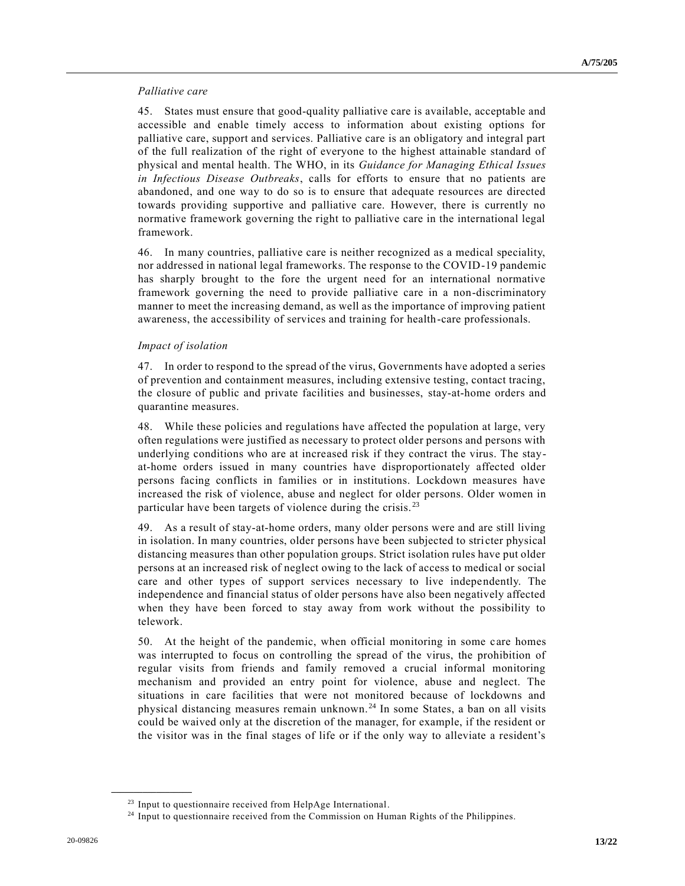*Palliative care*

45. States must ensure that good-quality palliative care is available, acceptable and accessible and enable timely access to information about existing options for palliative care, support and services. Palliative care is an obligatory and integral part of the full realization of the right of everyone to the highest attainable standard of physical and mental health. The WHO, in its *Guidance for Managing Ethical Issues in Infectious Disease Outbreaks*, calls for efforts to ensure that no patients are abandoned, and one way to do so is to ensure that adequate resources are directed towards providing supportive and palliative care. However, there is currently no normative framework governing the right to palliative care in the international legal framework.

46. In many countries, palliative care is neither recognized as a medical speciality, nor addressed in national legal frameworks. The response to the COVID-19 pandemic has sharply brought to the fore the urgent need for an international normative framework governing the need to provide palliative care in a non-discriminatory manner to meet the increasing demand, as well as the importance of improving patient awareness, the accessibility of services and training for health-care professionals.

*Impact of isolation*

47. In order to respond to the spread of the virus, Governments have adopted a series of prevention and containment measures, including extensive testing, contact tracing, the closure of public and private facilities and businesses, stay-at-home orders and quarantine measures.

48. While these policies and regulations have affected the population at large, very often regulations were justified as necessary to protect older persons and persons with underlying conditions who are at increased risk if they contract the virus. The stay-at-home orders issued in many countries have disproportionately affected older persons facing conflicts in families or in institutions. Lockdown measures have increased the risk of violence, abuse and neglect for older persons. Older women in particular have been targets of violence during the crisis.[23]

49. As a result of stay-at-home orders, many older persons were and are still living in isolation. In many countries, older persons have been subjected to stricter physical distancing measures than other population groups. Strict isolation rules have put older persons at an increased risk of neglect owing to the lack of access to medical or social care and other types of support services necessary to live independently. The independence and financial status of older persons have also been negatively affected when they have been forced to stay away from work without the possibility to telework.

50. At the height of the pandemic, when official monitoring in some care homes was interrupted to focus on controlling the spread of the virus, the prohibition of regular visits from friends and family removed a crucial informal monitoring mechanism and provided an entry point for violence, abuse and neglect. The situations in care facilities that were not monitored because of lockdowns and physical distancing measures remain unknown.[24] In some States, a ban on all visits could be waived only at the discretion of the manager, for example, if the resident or the visitor was in the final stages of life or if the only way to alleviate a resident's

---

[23] Input to questionnaire received from HelpAge International.

[24] Input to questionnaire received from the Commission on Human Rights of the Philippines.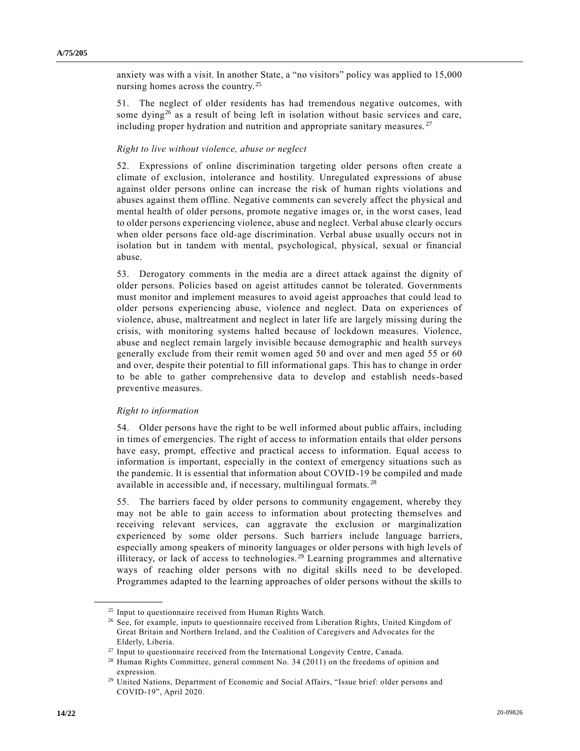anxiety was with a visit. In another State, a "no visitors" policy was applied to 15,000 nursing homes across the country.[25]

51. The neglect of older residents has had tremendous negative outcomes, with some dying[26] as a result of being left in isolation without basic services and care, including proper hydration and nutrition and appropriate sanitary measures.[27]

*Right to live without violence, abuse or neglect*

52. Expressions of online discrimination targeting older persons often create a climate of exclusion, intolerance and hostility. Unregulated expressions of abuse against older persons online can increase the risk of human rights violations and abuses against them offline. Negative comments can severely affect the physical and mental health of older persons, promote negative images or, in the worst cases, lead to older persons experiencing violence, abuse and neglect. Verbal abuse clearly occurs when older persons face old-age discrimination. Verbal abuse usually occurs not in isolation but in tandem with mental, psychological, physical, sexual or financial abuse.

53. Derogatory comments in the media are a direct attack against the dignity of older persons. Policies based on ageist attitudes cannot be tolerated. Governments must monitor and implement measures to avoid ageist approaches that could lead to older persons experiencing abuse, violence and neglect. Data on experiences of violence, abuse, maltreatment and neglect in later life are largely missing during the crisis, with monitoring systems halted because of lockdown measures. Violence, abuse and neglect remain largely invisible because demographic and health surveys generally exclude from their remit women aged 50 and over and men aged 55 or 60 and over, despite their potential to fill informational gaps. This has to change in order to be able to gather comprehensive data to develop and establish needs-based preventive measures.

*Right to information*

54. Older persons have the right to be well informed about public affairs, including in times of emergencies. The right of access to information entails that older persons have easy, prompt, effective and practical access to information. Equal access to information is important, especially in the context of emergency situations such as the pandemic. It is essential that information about COVID-19 be compiled and made available in accessible and, if necessary, multilingual formats.[28]

55. The barriers faced by older persons to community engagement, whereby they may not be able to gain access to information about protecting themselves and receiving relevant services, can aggravate the exclusion or marginalization experienced by some older persons. Such barriers include language barriers, especially among speakers of minority languages or older persons with high levels of illiteracy, or lack of access to technologies.[29] Learning programmes and alternative ways of reaching older persons with no digital skills need to be developed. Programmes adapted to the learning approaches of older persons without the skills to

---

[25] Input to questionnaire received from Human Rights Watch.

[26] See, for example, inputs to questionnaire received from Liberation Rights, United Kingdom of Great Britain and Northern Ireland, and the Coalition of Caregivers and Advocates for the Elderly, Liberia.

[27] Input to questionnaire received from the International Longevity Centre, Canada.

[28] Human Rights Committee, general comment No. 34 (2011) on the freedoms of opinion and expression.

[29] United Nations, Department of Economic and Social Affairs, "Issue brief: older persons and COVID-19", April 2020.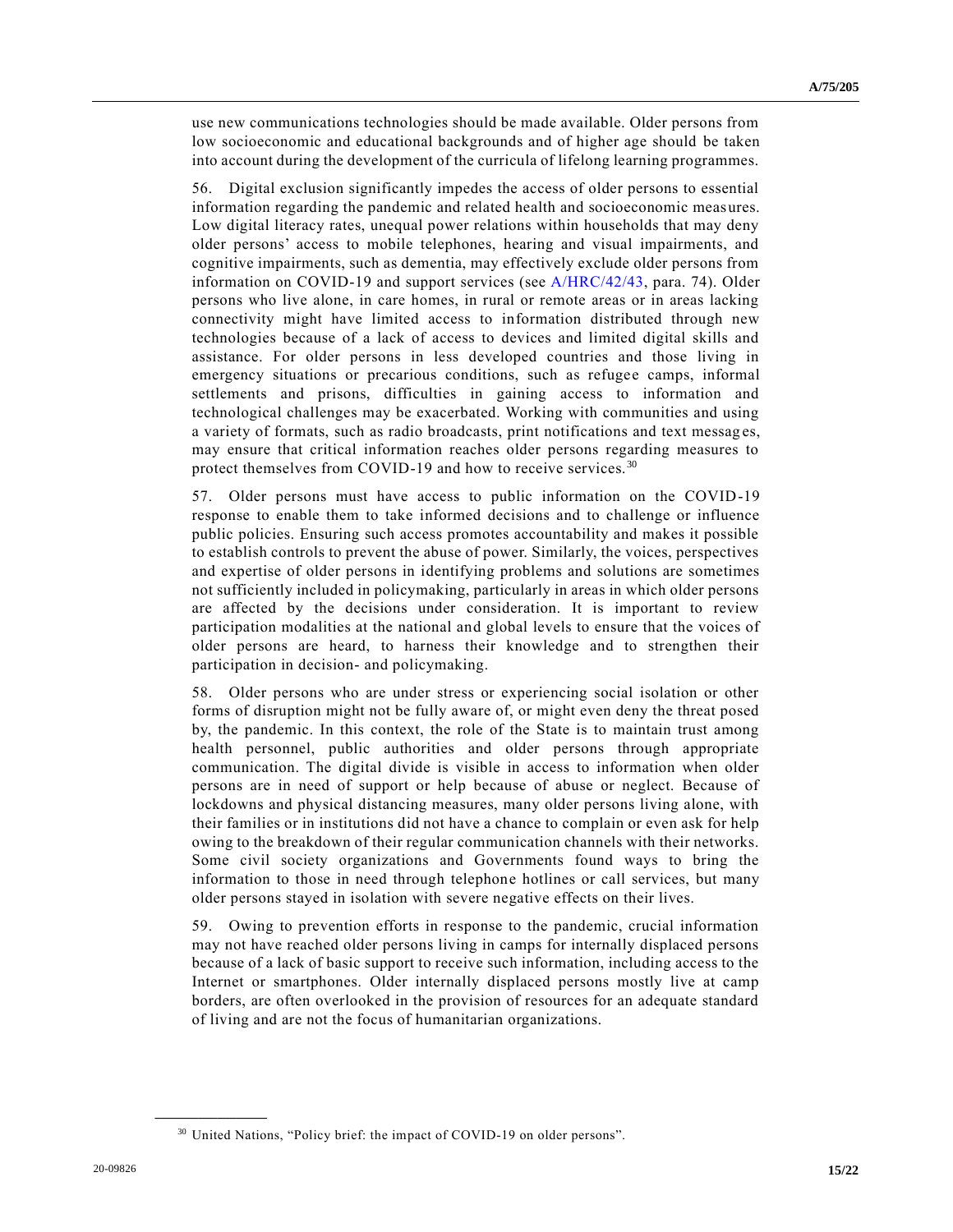use new communications technologies should be made available. Older persons from low socioeconomic and educational backgrounds and of higher age should be taken into account during the development of the curricula of lifelong learning programmes.

56. Digital exclusion significantly impedes the access of older persons to essential information regarding the pandemic and related health and socioeconomic measures. Low digital literacy rates, unequal power relations within households that may deny older persons' access to mobile telephones, hearing and visual impairments, and cognitive impairments, such as dementia, may effectively exclude older persons from information on COVID-19 and support services (see A/HRC/42/43, para. 74). Older persons who live alone, in care homes, in rural or remote areas or in areas lacking connectivity might have limited access to information distributed through new technologies because of a lack of access to devices and limited digital skills and assistance. For older persons in less developed countries and those living in emergency situations or precarious conditions, such as refugee camps, informal settlements and prisons, difficulties in gaining access to information and technological challenges may be exacerbated. Working with communities and using a variety of formats, such as radio broadcasts, print notifications and text messages, may ensure that critical information reaches older persons regarding measures to protect themselves from COVID-19 and how to receive services.[30]

57. Older persons must have access to public information on the COVID-19 response to enable them to take informed decisions and to challenge or influence public policies. Ensuring such access promotes accountability and makes it possible to establish controls to prevent the abuse of power. Similarly, the voices, perspectives and expertise of older persons in identifying problems and solutions are sometimes not sufficiently included in policymaking, particularly in areas in which older persons are affected by the decisions under consideration. It is important to review participation modalities at the national and global levels to ensure that the voices of older persons are heard, to harness their knowledge and to strengthen their participation in decision- and policymaking.

58. Older persons who are under stress or experiencing social isolation or other forms of disruption might not be fully aware of, or might even deny the threat posed by, the pandemic. In this context, the role of the State is to maintain trust among health personnel, public authorities and older persons through appropriate communication. The digital divide is visible in access to information when older persons are in need of support or help because of abuse or neglect. Because of lockdowns and physical distancing measures, many older persons living alone, with their families or in institutions did not have a chance to complain or even ask for help owing to the breakdown of their regular communication channels with their networks. Some civil society organizations and Governments found ways to bring the information to those in need through telephone hotlines or call services, but many older persons stayed in isolation with severe negative effects on their lives.

59. Owing to prevention efforts in response to the pandemic, crucial information may not have reached older persons living in camps for internally displaced persons because of a lack of basic support to receive such information, including access to the Internet or smartphones. Older internally displaced persons mostly live at camp borders, are often overlooked in the provision of resources for an adequate standard of living and are not the focus of humanitarian organizations.

[30] United Nations, "Policy brief: the impact of COVID-19 on older persons".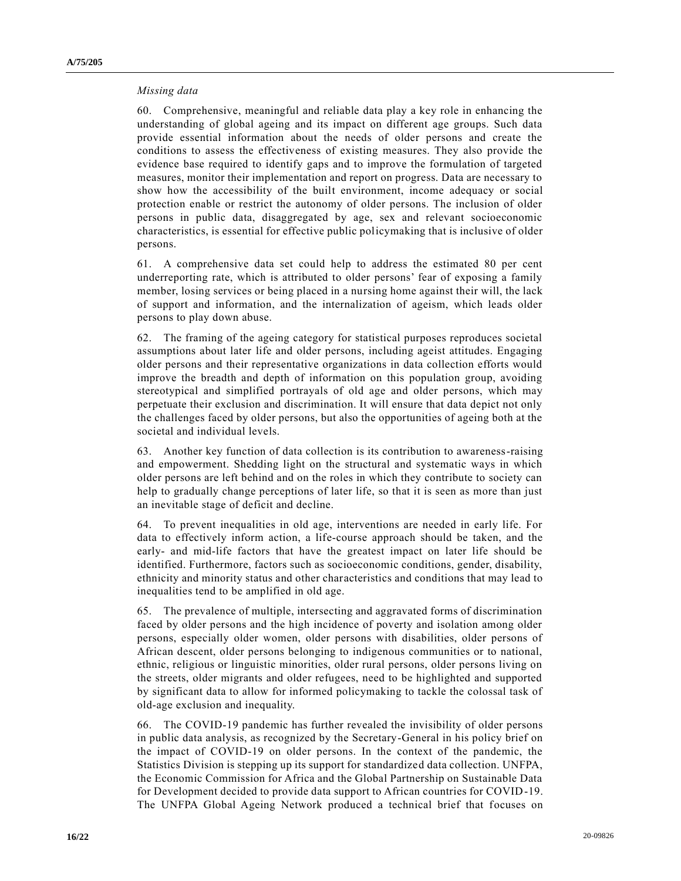*Missing data*

60. Comprehensive, meaningful and reliable data play a key role in enhancing the understanding of global ageing and its impact on different age groups. Such data provide essential information about the needs of older persons and create the conditions to assess the effectiveness of existing measures. They also provide the evidence base required to identify gaps and to improve the formulation of targeted measures, monitor their implementation and report on progress. Data are necessary to show how the accessibility of the built environment, income adequacy or social protection enable or restrict the autonomy of older persons. The inclusion of older persons in public data, disaggregated by age, sex and relevant socioeconomic characteristics, is essential for effective public policymaking that is inclusive of older persons.

61. A comprehensive data set could help to address the estimated 80 per cent underreporting rate, which is attributed to older persons' fear of exposing a family member, losing services or being placed in a nursing home against their will, the lack of support and information, and the internalization of ageism, which leads older persons to play down abuse.

62. The framing of the ageing category for statistical purposes reproduces societal assumptions about later life and older persons, including ageist attitudes. Engaging older persons and their representative organizations in data collection efforts would improve the breadth and depth of information on this population group, avoiding stereotypical and simplified portrayals of old age and older persons, which may perpetuate their exclusion and discrimination. It will ensure that data depict not only the challenges faced by older persons, but also the opportunities of ageing both at the societal and individual levels.

63. Another key function of data collection is its contribution to awareness-raising and empowerment. Shedding light on the structural and systematic ways in which older persons are left behind and on the roles in which they contribute to society can help to gradually change perceptions of later life, so that it is seen as more than just an inevitable stage of deficit and decline.

64. To prevent inequalities in old age, interventions are needed in early life. For data to effectively inform action, a life-course approach should be taken, and the early- and mid-life factors that have the greatest impact on later life should be identified. Furthermore, factors such as socioeconomic conditions, gender, disability, ethnicity and minority status and other characteristics and conditions that may lead to inequalities tend to be amplified in old age.

65. The prevalence of multiple, intersecting and aggravated forms of discrimination faced by older persons and the high incidence of poverty and isolation among older persons, especially older women, older persons with disabilities, older persons of African descent, older persons belonging to indigenous communities or to national, ethnic, religious or linguistic minorities, older rural persons, older persons living on the streets, older migrants and older refugees, need to be highlighted and supported by significant data to allow for informed policymaking to tackle the colossal task of old-age exclusion and inequality.

66. The COVID-19 pandemic has further revealed the invisibility of older persons in public data analysis, as recognized by the Secretary-General in his policy brief on the impact of COVID-19 on older persons. In the context of the pandemic, the Statistics Division is stepping up its support for standardized data collection. UNFPA, the Economic Commission for Africa and the Global Partnership on Sustainable Data for Development decided to provide data support to African countries for COVID-19. The UNFPA Global Ageing Network produced a technical brief that focuses on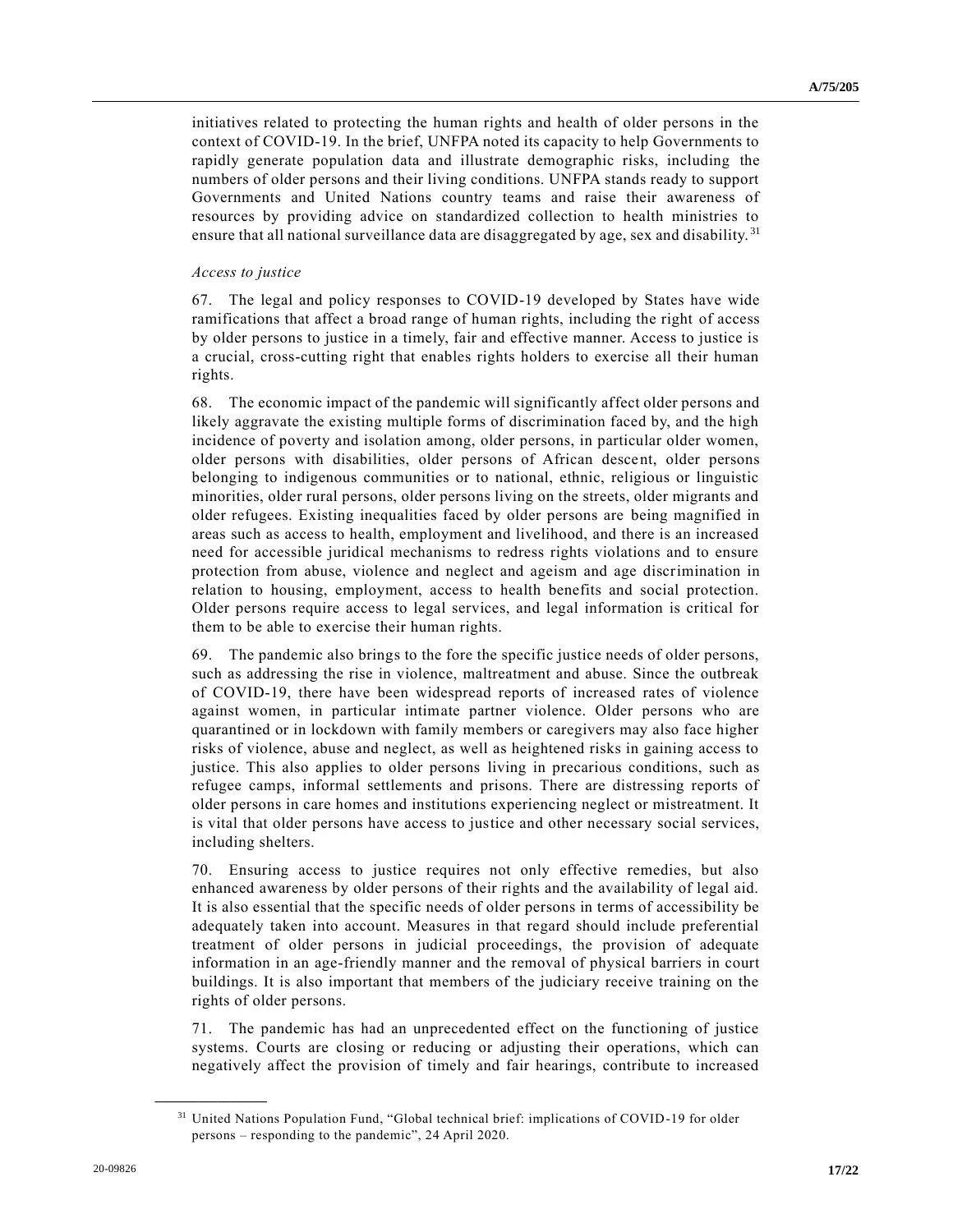initiatives related to protecting the human rights and health of older persons in the context of COVID-19. In the brief, UNFPA noted its capacity to help Governments to rapidly generate population data and illustrate demographic risks, including the numbers of older persons and their living conditions. UNFPA stands ready to support Governments and United Nations country teams and raise their awareness of resources by providing advice on standardized collection to health ministries to ensure that all national surveillance data are disaggregated by age, sex and disability.[31]

*Access to justice*

67. The legal and policy responses to COVID-19 developed by States have wide ramifications that affect a broad range of human rights, including the right of access by older persons to justice in a timely, fair and effective manner. Access to justice is a crucial, cross-cutting right that enables rights holders to exercise all their human rights.

68. The economic impact of the pandemic will significantly affect older persons and likely aggravate the existing multiple forms of discrimination faced by, and the high incidence of poverty and isolation among, older persons, in particular older women, older persons with disabilities, older persons of African descent, older persons belonging to indigenous communities or to national, ethnic, religious or linguistic minorities, older rural persons, older persons living on the streets, older migrants and older refugees. Existing inequalities faced by older persons are being magnified in areas such as access to health, employment and livelihood, and there is an increased need for accessible juridical mechanisms to redress rights violations and to ensure protection from abuse, violence and neglect and ageism and age discrimination in relation to housing, employment, access to health benefits and social protection. Older persons require access to legal services, and legal information is critical for them to be able to exercise their human rights.

69. The pandemic also brings to the fore the specific justice needs of older persons, such as addressing the rise in violence, maltreatment and abuse. Since the outbreak of COVID-19, there have been widespread reports of increased rates of violence against women, in particular intimate partner violence. Older persons who are quarantined or in lockdown with family members or caregivers may also face higher risks of violence, abuse and neglect, as well as heightened risks in gaining access to justice. This also applies to older persons living in precarious conditions, such as refugee camps, informal settlements and prisons. There are distressing reports of older persons in care homes and institutions experiencing neglect or mistreatment. It is vital that older persons have access to justice and other necessary social services, including shelters.

70. Ensuring access to justice requires not only effective remedies, but also enhanced awareness by older persons of their rights and the availability of legal aid. It is also essential that the specific needs of older persons in terms of accessibility be adequately taken into account. Measures in that regard should include preferential treatment of older persons in judicial proceedings, the provision of adequate information in an age-friendly manner and the removal of physical barriers in court buildings. It is also important that members of the judiciary receive training on the rights of older persons.

71. The pandemic has had an unprecedented effect on the functioning of justice systems. Courts are closing or reducing or adjusting their operations, which can negatively affect the provision of timely and fair hearings, contribute to increased

---

[31] United Nations Population Fund, "Global technical brief: implications of COVID-19 for older persons – responding to the pandemic", 24 April 2020.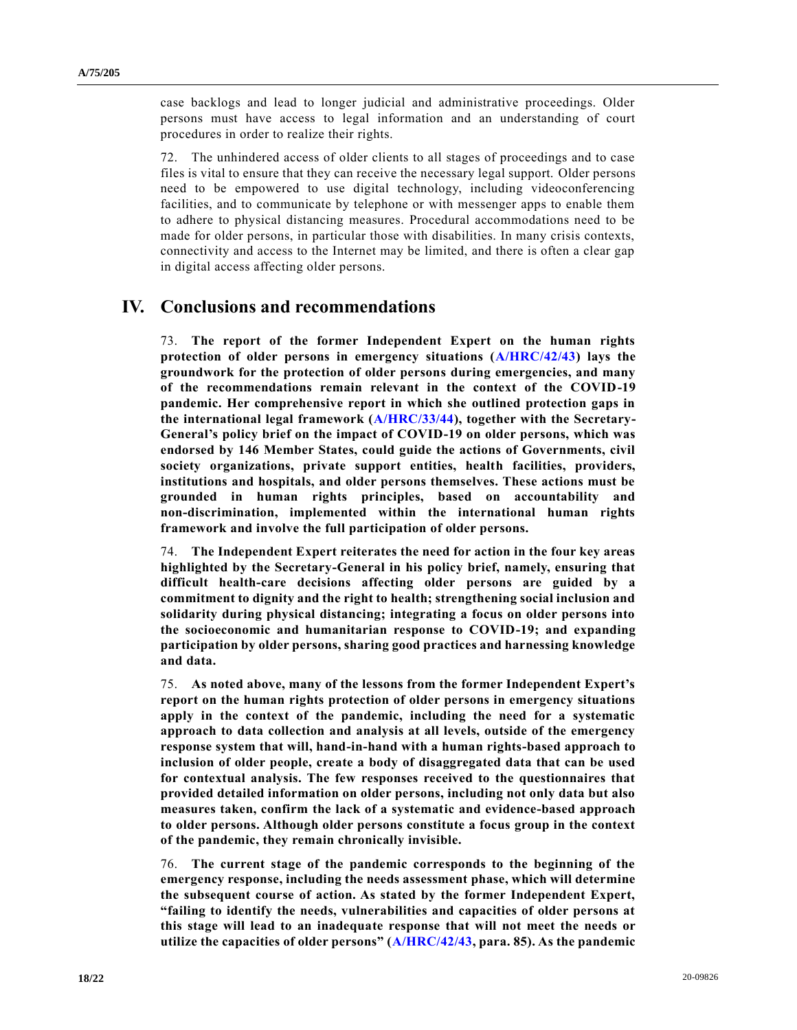case backlogs and lead to longer judicial and administrative proceedings. Older persons must have access to legal information and an understanding of court procedures in order to realize their rights.

72. The unhindered access of older clients to all stages of proceedings and to case files is vital to ensure that they can receive the necessary legal support. Older persons need to be empowered to use digital technology, including videoconferencing facilities, and to communicate by telephone or with messenger apps to enable them to adhere to physical distancing measures. Procedural accommodations need to be made for older persons, in particular those with disabilities. In many crisis contexts, connectivity and access to the Internet may be limited, and there is often a clear gap in digital access affecting older persons.

# IV. Conclusions and recommendations

73. **The report of the former Independent Expert on the human rights protection of older persons in emergency situations (A/HRC/42/43) lays the groundwork for the protection of older persons during emergencies, and many of the recommendations remain relevant in the context of the COVID-19 pandemic. Her comprehensive report in which she outlined protection gaps in the international legal framework (A/HRC/33/44), together with the Secretary-General's policy brief on the impact of COVID-19 on older persons, which was endorsed by 146 Member States, could guide the actions of Governments, civil society organizations, private support entities, health facilities, providers, institutions and hospitals, and older persons themselves. These actions must be grounded in human rights principles, based on accountability and non-discrimination, implemented within the international human rights framework and involve the full participation of older persons.**

74. **The Independent Expert reiterates the need for action in the four key areas highlighted by the Secretary-General in his policy brief, namely, ensuring that difficult health-care decisions affecting older persons are guided by a commitment to dignity and the right to health; strengthening social inclusion and solidarity during physical distancing; integrating a focus on older persons into the socioeconomic and humanitarian response to COVID-19; and expanding participation by older persons, sharing good practices and harnessing knowledge and data.**

75. **As noted above, many of the lessons from the former Independent Expert's report on the human rights protection of older persons in emergency situations apply in the context of the pandemic, including the need for a systematic approach to data collection and analysis at all levels, outside of the emergency response system that will, hand-in-hand with a human rights-based approach to inclusion of older people, create a body of disaggregated data that can be used for contextual analysis. The few responses received to the questionnaires that provided detailed information on older persons, including not only data but also measures taken, confirm the lack of a systematic and evidence-based approach to older persons. Although older persons constitute a focus group in the context of the pandemic, they remain chronically invisible.**

76. **The current stage of the pandemic corresponds to the beginning of the emergency response, including the needs assessment phase, which will determine the subsequent course of action. As stated by the former Independent Expert, "failing to identify the needs, vulnerabilities and capacities of older persons at this stage will lead to an inadequate response that will not meet the needs or utilize the capacities of older persons" (A/HRC/42/43, para. 85). As the pandemic**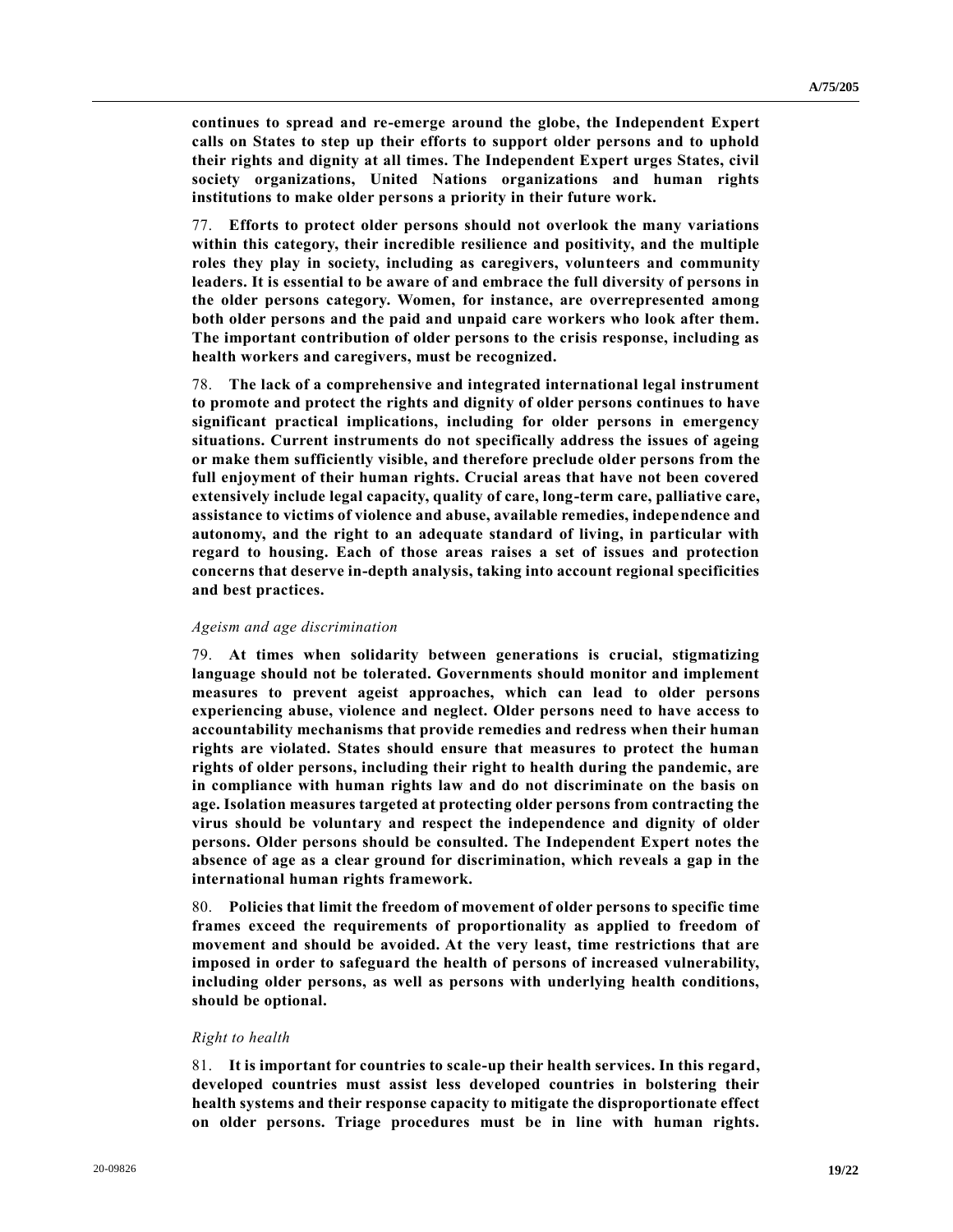**continues to spread and re-emerge around the globe, the Independent Expert calls on States to step up their efforts to support older persons and to uphold their rights and dignity at all times. The Independent Expert urges States, civil society organizations, United Nations organizations and human rights institutions to make older persons a priority in their future work.**

77. **Efforts to protect older persons should not overlook the many variations within this category, their incredible resilience and positivity, and the multiple roles they play in society, including as caregivers, volunteers and community leaders. It is essential to be aware of and embrace the full diversity of persons in the older persons category. Women, for instance, are overrepresented among both older persons and the paid and unpaid care workers who look after them. The important contribution of older persons to the crisis response, including as health workers and caregivers, must be recognized.**

78. **The lack of a comprehensive and integrated international legal instrument to promote and protect the rights and dignity of older persons continues to have significant practical implications, including for older persons in emergency situations. Current instruments do not specifically address the issues of ageing or make them sufficiently visible, and therefore preclude older persons from the full enjoyment of their human rights. Crucial areas that have not been covered extensively include legal capacity, quality of care, long-term care, palliative care, assistance to victims of violence and abuse, available remedies, independence and autonomy, and the right to an adequate standard of living, in particular with regard to housing. Each of those areas raises a set of issues and protection concerns that deserve in-depth analysis, taking into account regional specificities and best practices.**

*Ageism and age discrimination*

79. **At times when solidarity between generations is crucial, stigmatizing language should not be tolerated. Governments should monitor and implement measures to prevent ageist approaches, which can lead to older persons experiencing abuse, violence and neglect. Older persons need to have access to accountability mechanisms that provide remedies and redress when their human rights are violated. States should ensure that measures to protect the human rights of older persons, including their right to health during the pandemic, are in compliance with human rights law and do not discriminate on the basis on age. Isolation measures targeted at protecting older persons from contracting the virus should be voluntary and respect the independence and dignity of older persons. Older persons should be consulted. The Independent Expert notes the absence of age as a clear ground for discrimination, which reveals a gap in the international human rights framework.**

80. **Policies that limit the freedom of movement of older persons to specific time frames exceed the requirements of proportionality as applied to freedom of movement and should be avoided. At the very least, time restrictions that are imposed in order to safeguard the health of persons of increased vulnerability, including older persons, as well as persons with underlying health conditions, should be optional.**

*Right to health*

81. **It is important for countries to scale-up their health services. In this regard, developed countries must assist less developed countries in bolstering their health systems and their response capacity to mitigate the disproportionate effect on older persons. Triage procedures must be in line with human rights.**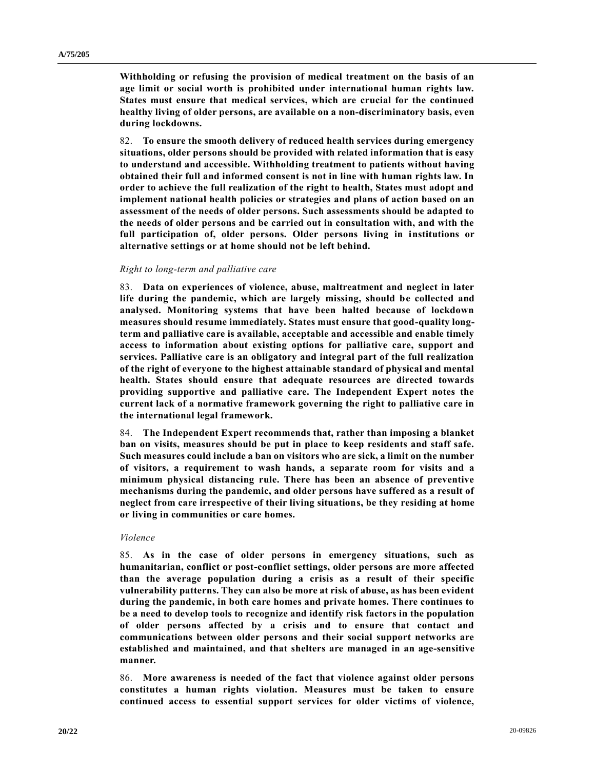**Withholding or refusing the provision of medical treatment on the basis of an age limit or social worth is prohibited under international human rights law. States must ensure that medical services, which are crucial for the continued healthy living of older persons, are available on a non-discriminatory basis, even during lockdowns.**

82. **To ensure the smooth delivery of reduced health services during emergency situations, older persons should be provided with related information that is easy to understand and accessible. Withholding treatment to patients without having obtained their full and informed consent is not in line with human rights law. In order to achieve the full realization of the right to health, States must adopt and implement national health policies or strategies and plans of action based on an assessment of the needs of older persons. Such assessments should be adapted to the needs of older persons and be carried out in consultation with, and with the full participation of, older persons. Older persons living in institutions or alternative settings or at home should not be left behind.**

*Right to long-term and palliative care*

83. **Data on experiences of violence, abuse, maltreatment and neglect in later life during the pandemic, which are largely missing, should be collected and analysed. Monitoring systems that have been halted because of lockdown measures should resume immediately. States must ensure that good-quality long-term and palliative care is available, acceptable and accessible and enable timely access to information about existing options for palliative care, support and services. Palliative care is an obligatory and integral part of the full realization of the right of everyone to the highest attainable standard of physical and mental health. States should ensure that adequate resources are directed towards providing supportive and palliative care. The Independent Expert notes the current lack of a normative framework governing the right to palliative care in the international legal framework.**

84. **The Independent Expert recommends that, rather than imposing a blanket ban on visits, measures should be put in place to keep residents and staff safe. Such measures could include a ban on visitors who are sick, a limit on the number of visitors, a requirement to wash hands, a separate room for visits and a minimum physical distancing rule. There has been an absence of preventive mechanisms during the pandemic, and older persons have suffered as a result of neglect from care irrespective of their living situations, be they residing at home or living in communities or care homes.**

*Violence*

85. **As in the case of older persons in emergency situations, such as humanitarian, conflict or post-conflict settings, older persons are more affected than the average population during a crisis as a result of their specific vulnerability patterns. They can also be more at risk of abuse, as has been evident during the pandemic, in both care homes and private homes. There continues to be a need to develop tools to recognize and identify risk factors in the population of older persons affected by a crisis and to ensure that contact and communications between older persons and their social support networks are established and maintained, and that shelters are managed in an age-sensitive manner.**

86. **More awareness is needed of the fact that violence against older persons constitutes a human rights violation. Measures must be taken to ensure continued access to essential support services for older victims of violence,**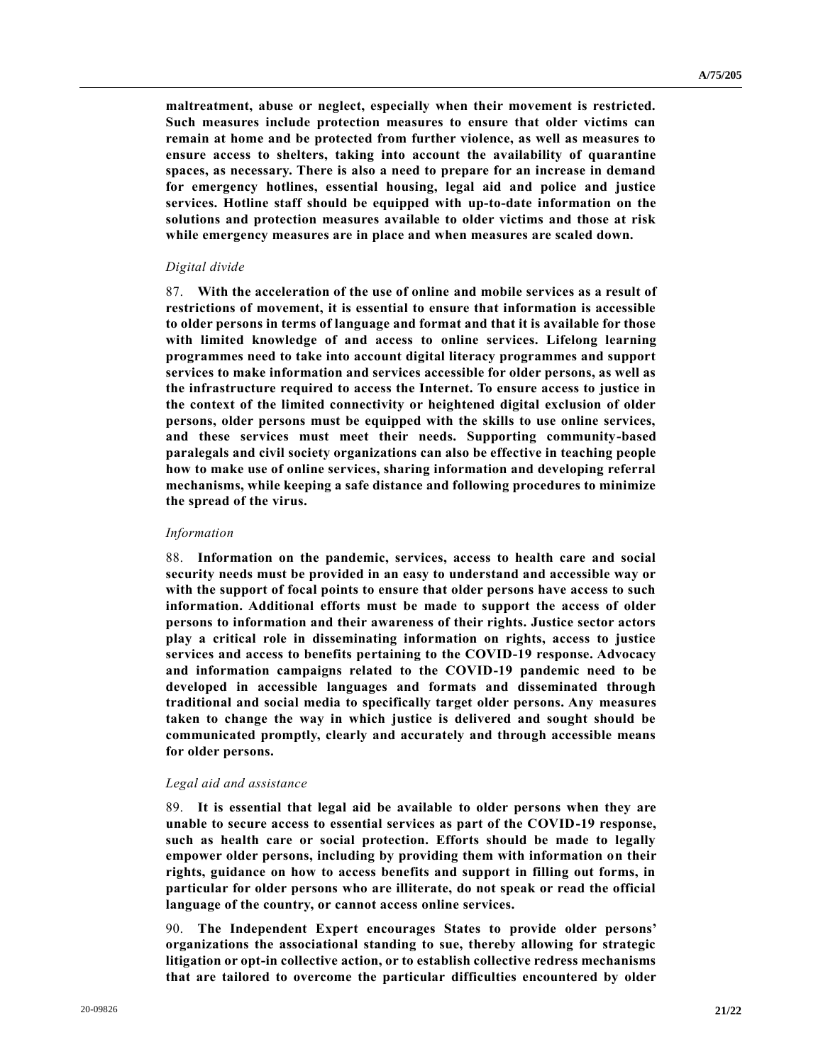**maltreatment, abuse or neglect, especially when their movement is restricted. Such measures include protection measures to ensure that older victims can remain at home and be protected from further violence, as well as measures to ensure access to shelters, taking into account the availability of quarantine spaces, as necessary. There is also a need to prepare for an increase in demand for emergency hotlines, essential housing, legal aid and police and justice services. Hotline staff should be equipped with up-to-date information on the solutions and protection measures available to older victims and those at risk while emergency measures are in place and when measures are scaled down.**

*Digital divide*

87. **With the acceleration of the use of online and mobile services as a result of restrictions of movement, it is essential to ensure that information is accessible to older persons in terms of language and format and that it is available for those with limited knowledge of and access to online services. Lifelong learning programmes need to take into account digital literacy programmes and support services to make information and services accessible for older persons, as well as the infrastructure required to access the Internet. To ensure access to justice in the context of the limited connectivity or heightened digital exclusion of older persons, older persons must be equipped with the skills to use online services, and these services must meet their needs. Supporting community-based paralegals and civil society organizations can also be effective in teaching people how to make use of online services, sharing information and developing referral mechanisms, while keeping a safe distance and following procedures to minimize the spread of the virus.**

*Information*

88. **Information on the pandemic, services, access to health care and social security needs must be provided in an easy to understand and accessible way or with the support of focal points to ensure that older persons have access to such information. Additional efforts must be made to support the access of older persons to information and their awareness of their rights. Justice sector actors play a critical role in disseminating information on rights, access to justice services and access to benefits pertaining to the COVID-19 response. Advocacy and information campaigns related to the COVID-19 pandemic need to be developed in accessible languages and formats and disseminated through traditional and social media to specifically target older persons. Any measures taken to change the way in which justice is delivered and sought should be communicated promptly, clearly and accurately and through accessible means for older persons.**

*Legal aid and assistance*

89. **It is essential that legal aid be available to older persons when they are unable to secure access to essential services as part of the COVID-19 response, such as health care or social protection. Efforts should be made to legally empower older persons, including by providing them with information on their rights, guidance on how to access benefits and support in filling out forms, in particular for older persons who are illiterate, do not speak or read the official language of the country, or cannot access online services.**

90. **The Independent Expert encourages States to provide older persons' organizations the associational standing to sue, thereby allowing for strategic litigation or opt-in collective action, or to establish collective redress mechanisms that are tailored to overcome the particular difficulties encountered by older**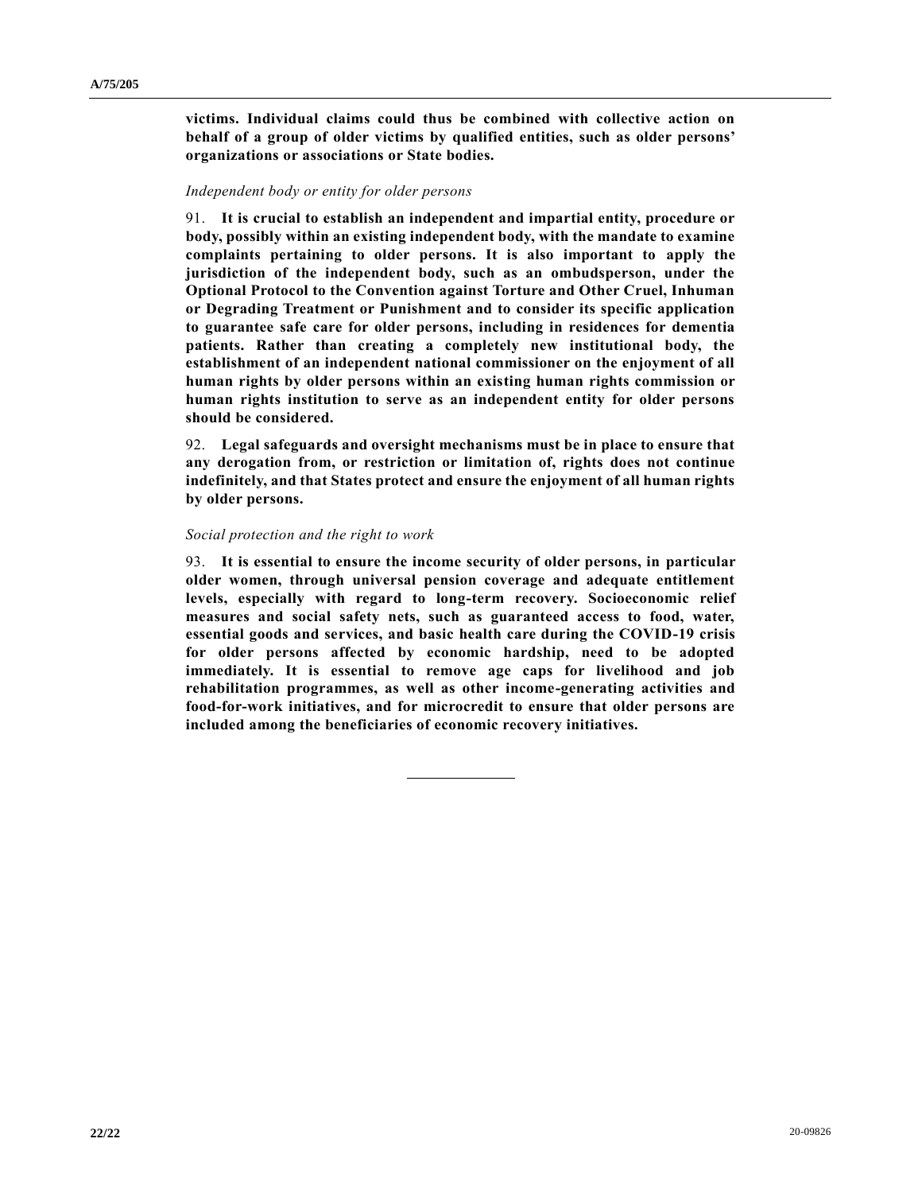**victims. Individual claims could thus be combined with collective action on behalf of a group of older victims by qualified entities, such as older persons' organizations or associations or State bodies.**

*Independent body or entity for older persons*

91. **It is crucial to establish an independent and impartial entity, procedure or body, possibly within an existing independent body, with the mandate to examine complaints pertaining to older persons. It is also important to apply the jurisdiction of the independent body, such as an ombudsperson, under the Optional Protocol to the Convention against Torture and Other Cruel, Inhuman or Degrading Treatment or Punishment and to consider its specific application to guarantee safe care for older persons, including in residences for dementia patients. Rather than creating a completely new institutional body, the establishment of an independent national commissioner on the enjoyment of all human rights by older persons within an existing human rights commission or human rights institution to serve as an independent entity for older persons should be considered.**

92. **Legal safeguards and oversight mechanisms must be in place to ensure that any derogation from, or restriction or limitation of, rights does not continue indefinitely, and that States protect and ensure the enjoyment of all human rights by older persons.**

*Social protection and the right to work*

93. **It is essential to ensure the income security of older persons, in particular older women, through universal pension coverage and adequate entitlement levels, especially with regard to long-term recovery. Socioeconomic relief measures and social safety nets, such as guaranteed access to food, water, essential goods and services, and basic health care during the COVID-19 crisis for older persons affected by economic hardship, need to be adopted immediately. It is essential to remove age caps for livelihood and job rehabilitation programmes, as well as other income-generating activities and food-for-work initiatives, and for microcredit to ensure that older persons are included among the beneficiaries of economic recovery initiatives.**